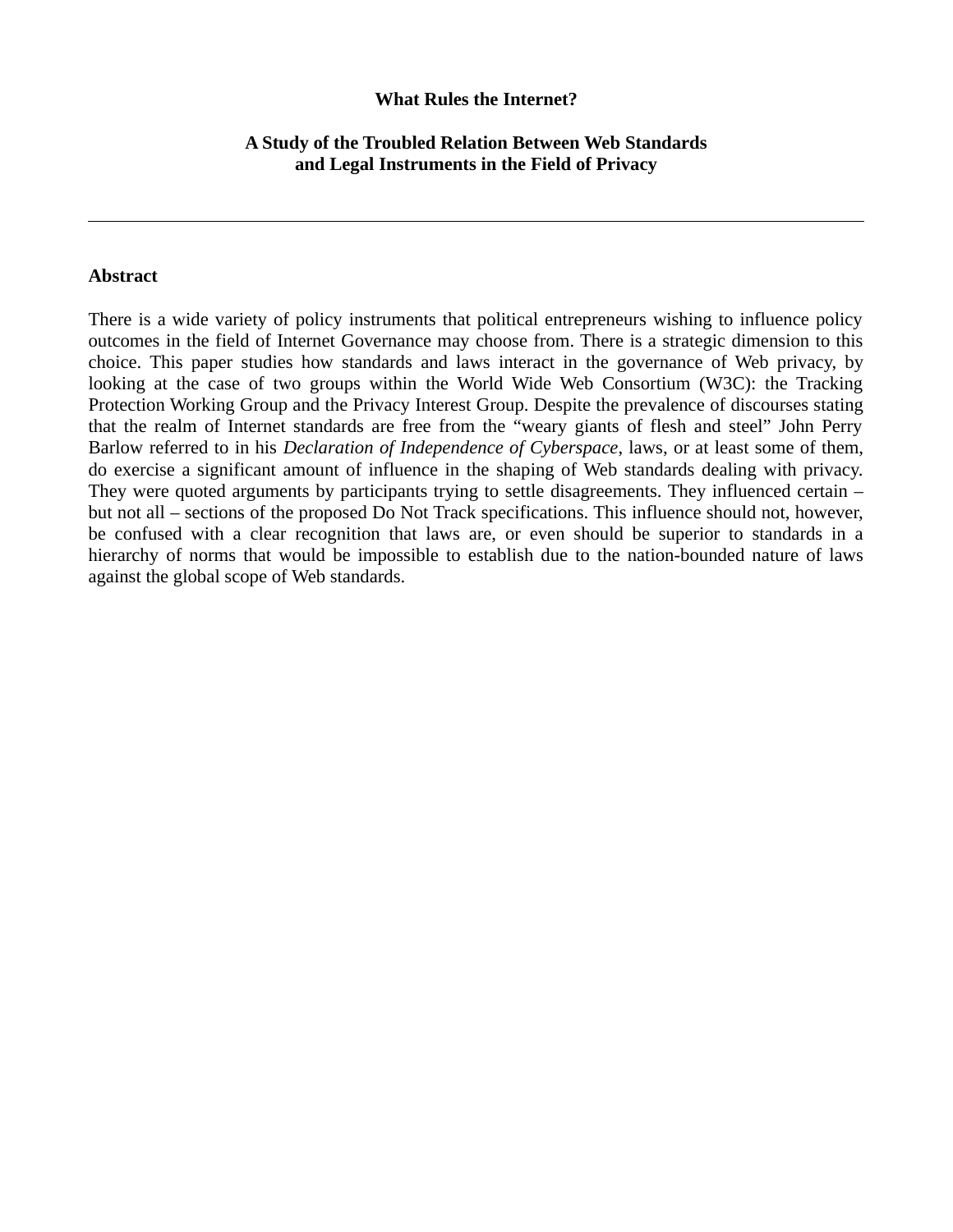# What Rules the Internet?

## A Study of the Troubled Relation Between Web Standards and Legal Instruments in the Field of Privacy

---

### Abstract

There is a wide variety of policy instruments that political entrepreneurs wishing to influence policy outcomes in the field of Internet Governance may choose from. There is a strategic dimension to this choice. This paper studies how standards and laws interact in the governance of Web privacy, by looking at the case of two groups within the World Wide Web Consortium (W3C): the Tracking Protection Working Group and the Privacy Interest Group. Despite the prevalence of discourses stating that the realm of Internet standards are free from the "weary giants of flesh and steel" John Perry Barlow referred to in his *Declaration of Independence of Cyberspace*, laws, or at least some of them, do exercise a significant amount of influence in the shaping of Web standards dealing with privacy. They were quoted arguments by participants trying to settle disagreements. They influenced certain – but not all – sections of the proposed Do Not Track specifications. This influence should not, however, be confused with a clear recognition that laws are, or even should be superior to standards in a hierarchy of norms that would be impossible to establish due to the nation-bounded nature of laws against the global scope of Web standards.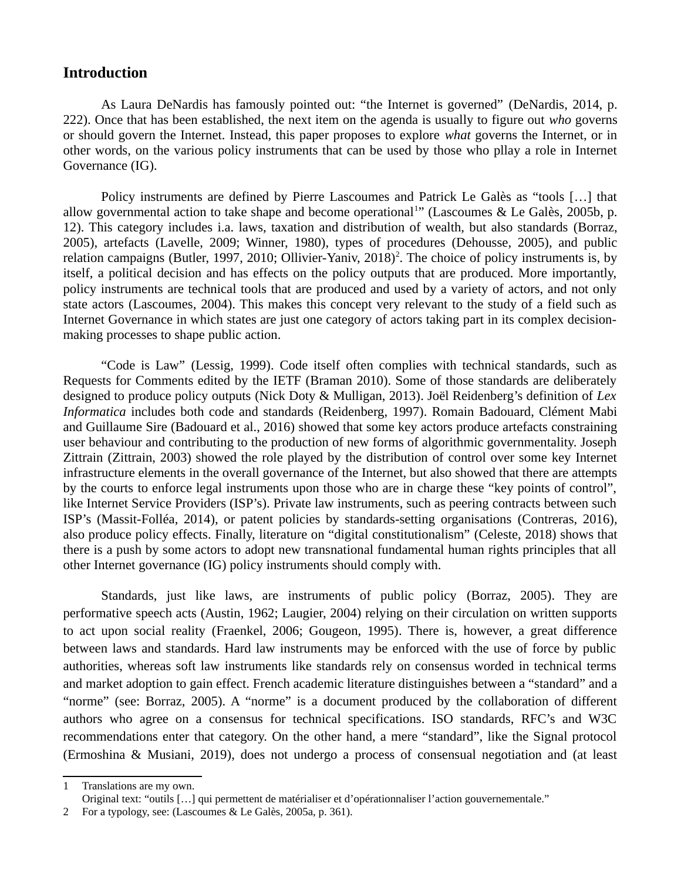## Introduction

As Laura DeNardis has famously pointed out: "the Internet is governed" (DeNardis, 2014, p. 222). Once that has been established, the next item on the agenda is usually to figure out *who* governs or should govern the Internet. Instead, this paper proposes to explore *what* governs the Internet, or in other words, on the various policy instruments that can be used by those who pllay a role in Internet Governance (IG).

Policy instruments are defined by Pierre Lascoumes and Patrick Le Galès as "tools […] that allow governmental action to take shape and become operational[1]" (Lascoumes & Le Galès, 2005b, p. 12). This category includes i.a. laws, taxation and distribution of wealth, but also standards (Borraz, 2005), artefacts (Lavelle, 2009; Winner, 1980), types of procedures (Dehousse, 2005), and public relation campaigns (Butler, 1997, 2010; Ollivier-Yaniv, 2018)[2]. The choice of policy instruments is, by itself, a political decision and has effects on the policy outputs that are produced. More importantly, policy instruments are technical tools that are produced and used by a variety of actors, and not only state actors (Lascoumes, 2004). This makes this concept very relevant to the study of a field such as Internet Governance in which states are just one category of actors taking part in its complex decision-making processes to shape public action.

"Code is Law" (Lessig, 1999). Code itself often complies with technical standards, such as Requests for Comments edited by the IETF (Braman 2010). Some of those standards are deliberately designed to produce policy outputs (Nick Doty & Mulligan, 2013). Joël Reidenberg's definition of *Lex Informatica* includes both code and standards (Reidenberg, 1997). Romain Badouard, Clément Mabi and Guillaume Sire (Badouard et al., 2016) showed that some key actors produce artefacts constraining user behaviour and contributing to the production of new forms of algorithmic governmentality. Joseph Zittrain (Zittrain, 2003) showed the role played by the distribution of control over some key Internet infrastructure elements in the overall governance of the Internet, but also showed that there are attempts by the courts to enforce legal instruments upon those who are in charge these "key points of control", like Internet Service Providers (ISP's). Private law instruments, such as peering contracts between such ISP's (Massit-Folléa, 2014), or patent policies by standards-setting organisations (Contreras, 2016), also produce policy effects. Finally, literature on "digital constitutionalism" (Celeste, 2018) shows that there is a push by some actors to adopt new transnational fundamental human rights principles that all other Internet governance (IG) policy instruments should comply with.

Standards, just like laws, are instruments of public policy (Borraz, 2005). They are performative speech acts (Austin, 1962; Laugier, 2004) relying on their circulation on written supports to act upon social reality (Fraenkel, 2006; Gougeon, 1995). There is, however, a great difference between laws and standards. Hard law instruments may be enforced with the use of force by public authorities, whereas soft law instruments like standards rely on consensus worded in technical terms and market adoption to gain effect. French academic literature distinguishes between a "standard" and a "norme" (see: Borraz, 2005). A "norme" is a document produced by the collaboration of different authors who agree on a consensus for technical specifications. ISO standards, RFC's and W3C recommendations enter that category. On the other hand, a mere "standard", like the Signal protocol (Ermoshina & Musiani, 2019), does not undergo a process of consensual negotiation and (at least

---

1 Translations are my own.
Original text: "outils […] qui permettent de matérialiser et d'opérationnaliser l'action gouvernementale."

2 For a typology, see: (Lascoumes & Le Galès, 2005a, p. 361).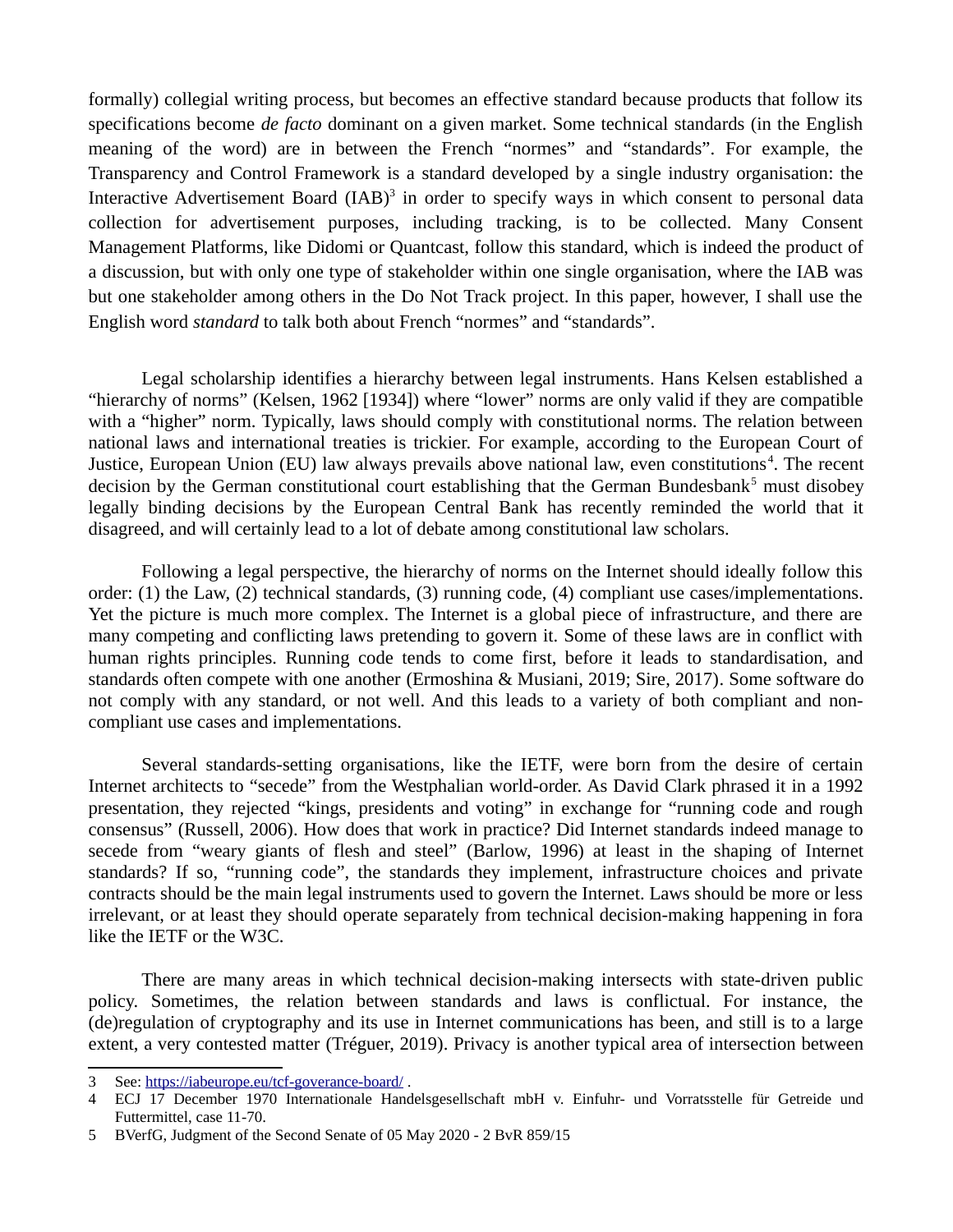formally) collegial writing process, but becomes an effective standard because products that follow its specifications become *de facto* dominant on a given market. Some technical standards (in the English meaning of the word) are in between the French "normes" and "standards". For example, the Transparency and Control Framework is a standard developed by a single industry organisation: the Interactive Advertisement Board (IAB)[3] in order to specify ways in which consent to personal data collection for advertisement purposes, including tracking, is to be collected. Many Consent Management Platforms, like Didomi or Quantcast, follow this standard, which is indeed the product of a discussion, but with only one type of stakeholder within one single organisation, where the IAB was but one stakeholder among others in the Do Not Track project. In this paper, however, I shall use the English word *standard* to talk both about French "normes" and "standards".

Legal scholarship identifies a hierarchy between legal instruments. Hans Kelsen established a "hierarchy of norms" (Kelsen, 1962 [1934]) where "lower" norms are only valid if they are compatible with a "higher" norm. Typically, laws should comply with constitutional norms. The relation between national laws and international treaties is trickier. For example, according to the European Court of Justice, European Union (EU) law always prevails above national law, even constitutions[4]. The recent decision by the German constitutional court establishing that the German Bundesbank[5] must disobey legally binding decisions by the European Central Bank has recently reminded the world that it disagreed, and will certainly lead to a lot of debate among constitutional law scholars.

Following a legal perspective, the hierarchy of norms on the Internet should ideally follow this order: (1) the Law, (2) technical standards, (3) running code, (4) compliant use cases/implementations. Yet the picture is much more complex. The Internet is a global piece of infrastructure, and there are many competing and conflicting laws pretending to govern it. Some of these laws are in conflict with human rights principles. Running code tends to come first, before it leads to standardisation, and standards often compete with one another (Ermoshina & Musiani, 2019; Sire, 2017). Some software do not comply with any standard, or not well. And this leads to a variety of both compliant and non-compliant use cases and implementations.

Several standards-setting organisations, like the IETF, were born from the desire of certain Internet architects to "secede" from the Westphalian world-order. As David Clark phrased it in a 1992 presentation, they rejected "kings, presidents and voting" in exchange for "running code and rough consensus" (Russell, 2006). How does that work in practice? Did Internet standards indeed manage to secede from "weary giants of flesh and steel" (Barlow, 1996) at least in the shaping of Internet standards? If so, "running code", the standards they implement, infrastructure choices and private contracts should be the main legal instruments used to govern the Internet. Laws should be more or less irrelevant, or at least they should operate separately from technical decision-making happening in fora like the IETF or the W3C.

There are many areas in which technical decision-making intersects with state-driven public policy. Sometimes, the relation between standards and laws is conflictual. For instance, the (de)regulation of cryptography and its use in Internet communications has been, and still is to a large extent, a very contested matter (Tréguer, 2019). Privacy is another typical area of intersection between

---

3 See: https://iabeurope.eu/tcf-goverance-board/ .

4 ECJ 17 December 1970 Internationale Handelsgesellschaft mbH v. Einfuhr- und Vorratsstelle für Getreide und Futtermittel, case 11-70.

5 BVerfG, Judgment of the Second Senate of 05 May 2020 - 2 BvR 859/15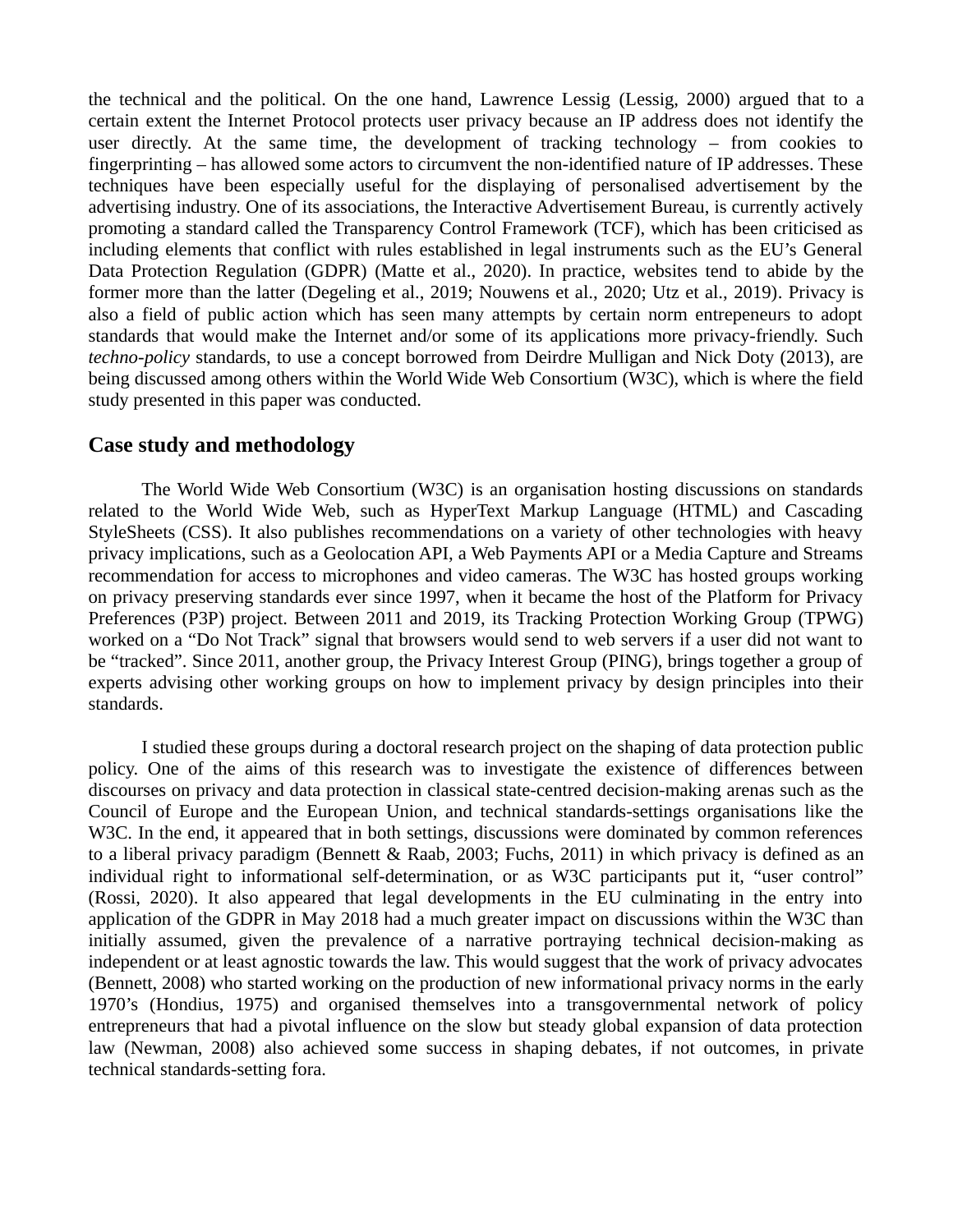the technical and the political. On the one hand, Lawrence Lessig (Lessig, 2000) argued that to a certain extent the Internet Protocol protects user privacy because an IP address does not identify the user directly. At the same time, the development of tracking technology – from cookies to fingerprinting – has allowed some actors to circumvent the non-identified nature of IP addresses. These techniques have been especially useful for the displaying of personalised advertisement by the advertising industry. One of its associations, the Interactive Advertisement Bureau, is currently actively promoting a standard called the Transparency Control Framework (TCF), which has been criticised as including elements that conflict with rules established in legal instruments such as the EU's General Data Protection Regulation (GDPR) (Matte et al., 2020). In practice, websites tend to abide by the former more than the latter (Degeling et al., 2019; Nouwens et al., 2020; Utz et al., 2019). Privacy is also a field of public action which has seen many attempts by certain norm entrepeneurs to adopt standards that would make the Internet and/or some of its applications more privacy-friendly. Such *techno-policy* standards, to use a concept borrowed from Deirdre Mulligan and Nick Doty (2013), are being discussed among others within the World Wide Web Consortium (W3C), which is where the field study presented in this paper was conducted.

## Case study and methodology

The World Wide Web Consortium (W3C) is an organisation hosting discussions on standards related to the World Wide Web, such as HyperText Markup Language (HTML) and Cascading StyleSheets (CSS). It also publishes recommendations on a variety of other technologies with heavy privacy implications, such as a Geolocation API, a Web Payments API or a Media Capture and Streams recommendation for access to microphones and video cameras. The W3C has hosted groups working on privacy preserving standards ever since 1997, when it became the host of the Platform for Privacy Preferences (P3P) project. Between 2011 and 2019, its Tracking Protection Working Group (TPWG) worked on a "Do Not Track" signal that browsers would send to web servers if a user did not want to be "tracked". Since 2011, another group, the Privacy Interest Group (PING), brings together a group of experts advising other working groups on how to implement privacy by design principles into their standards.

I studied these groups during a doctoral research project on the shaping of data protection public policy. One of the aims of this research was to investigate the existence of differences between discourses on privacy and data protection in classical state-centred decision-making arenas such as the Council of Europe and the European Union, and technical standards-settings organisations like the W3C. In the end, it appeared that in both settings, discussions were dominated by common references to a liberal privacy paradigm (Bennett & Raab, 2003; Fuchs, 2011) in which privacy is defined as an individual right to informational self-determination, or as W3C participants put it, "user control" (Rossi, 2020). It also appeared that legal developments in the EU culminating in the entry into application of the GDPR in May 2018 had a much greater impact on discussions within the W3C than initially assumed, given the prevalence of a narrative portraying technical decision-making as independent or at least agnostic towards the law. This would suggest that the work of privacy advocates (Bennett, 2008) who started working on the production of new informational privacy norms in the early 1970's (Hondius, 1975) and organised themselves into a transgovernmental network of policy entrepreneurs that had a pivotal influence on the slow but steady global expansion of data protection law (Newman, 2008) also achieved some success in shaping debates, if not outcomes, in private technical standards-setting fora.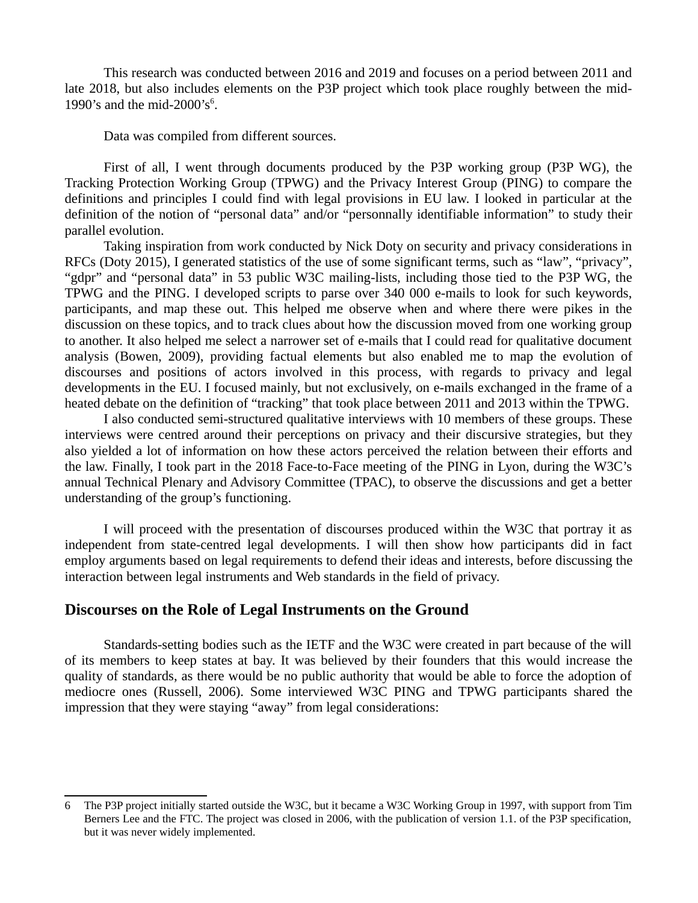This research was conducted between 2016 and 2019 and focuses on a period between 2011 and late 2018, but also includes elements on the P3P project which took place roughly between the mid-1990's and the mid-2000's[6].

Data was compiled from different sources.

First of all, I went through documents produced by the P3P working group (P3P WG), the Tracking Protection Working Group (TPWG) and the Privacy Interest Group (PING) to compare the definitions and principles I could find with legal provisions in EU law. I looked in particular at the definition of the notion of "personal data" and/or "personnally identifiable information" to study their parallel evolution.

Taking inspiration from work conducted by Nick Doty on security and privacy considerations in RFCs (Doty 2015), I generated statistics of the use of some significant terms, such as "law", "privacy", "gdpr" and "personal data" in 53 public W3C mailing-lists, including those tied to the P3P WG, the TPWG and the PING. I developed scripts to parse over 340 000 e-mails to look for such keywords, participants, and map these out. This helped me observe when and where there were pikes in the discussion on these topics, and to track clues about how the discussion moved from one working group to another. It also helped me select a narrower set of e-mails that I could read for qualitative document analysis (Bowen, 2009), providing factual elements but also enabled me to map the evolution of discourses and positions of actors involved in this process, with regards to privacy and legal developments in the EU. I focused mainly, but not exclusively, on e-mails exchanged in the frame of a heated debate on the definition of "tracking" that took place between 2011 and 2013 within the TPWG.

I also conducted semi-structured qualitative interviews with 10 members of these groups. These interviews were centred around their perceptions on privacy and their discursive strategies, but they also yielded a lot of information on how these actors perceived the relation between their efforts and the law. Finally, I took part in the 2018 Face-to-Face meeting of the PING in Lyon, during the W3C's annual Technical Plenary and Advisory Committee (TPAC), to observe the discussions and get a better understanding of the group's functioning.

I will proceed with the presentation of discourses produced within the W3C that portray it as independent from state-centred legal developments. I will then show how participants did in fact employ arguments based on legal requirements to defend their ideas and interests, before discussing the interaction between legal instruments and Web standards in the field of privacy.

## Discourses on the Role of Legal Instruments on the Ground

Standards-setting bodies such as the IETF and the W3C were created in part because of the will of its members to keep states at bay. It was believed by their founders that this would increase the quality of standards, as there would be no public authority that would be able to force the adoption of mediocre ones (Russell, 2006). Some interviewed W3C PING and TPWG participants shared the impression that they were staying "away" from legal considerations:

---

6 The P3P project initially started outside the W3C, but it became a W3C Working Group in 1997, with support from Tim Berners Lee and the FTC. The project was closed in 2006, with the publication of version 1.1. of the P3P specification, but it was never widely implemented.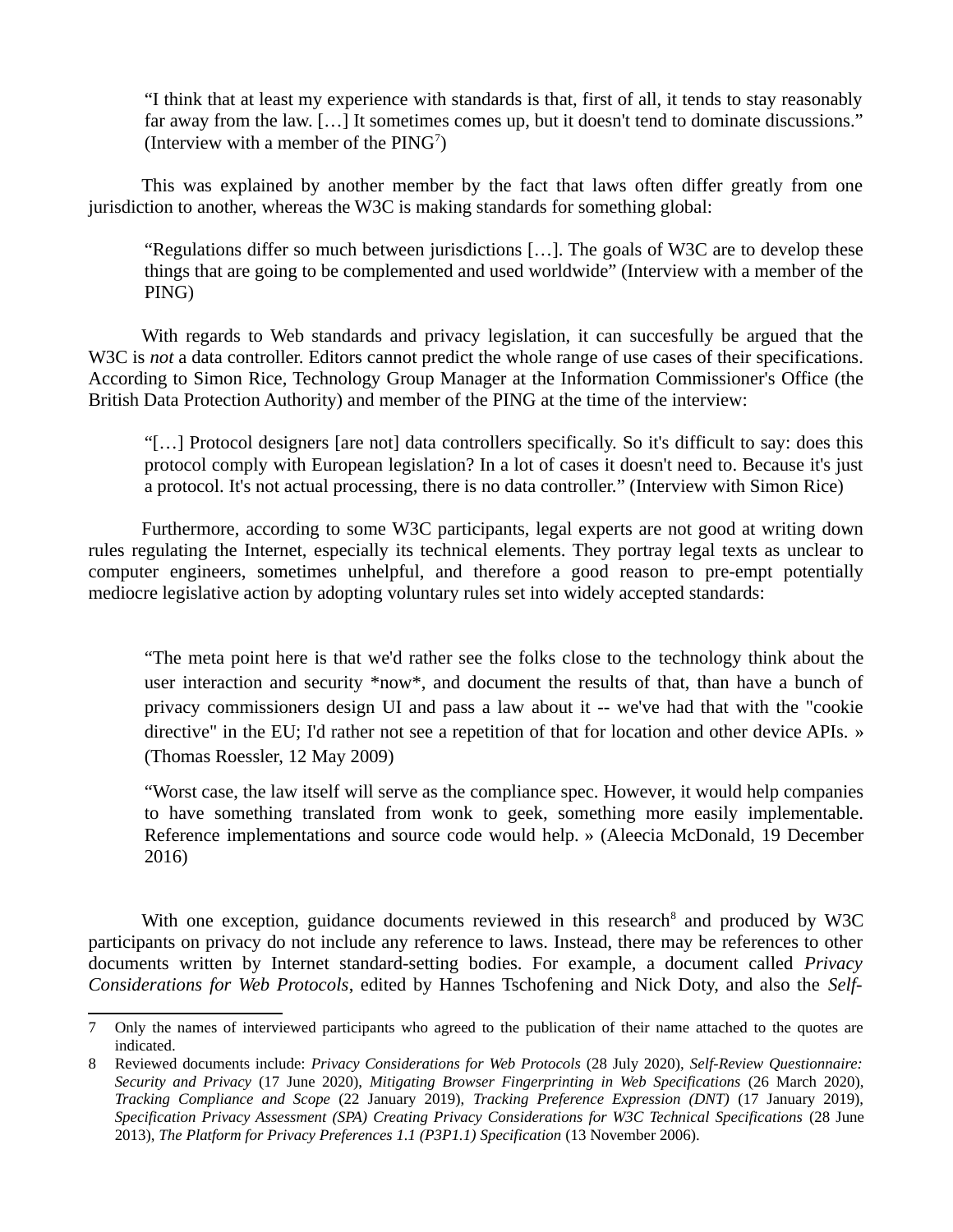> "I think that at least my experience with standards is that, first of all, it tends to stay reasonably far away from the law. […] It sometimes comes up, but it doesn't tend to dominate discussions." (Interview with a member of the PING[7])

This was explained by another member by the fact that laws often differ greatly from one jurisdiction to another, whereas the W3C is making standards for something global:

> "Regulations differ so much between jurisdictions […]. The goals of W3C are to develop these things that are going to be complemented and used worldwide" (Interview with a member of the PING)

With regards to Web standards and privacy legislation, it can succesfully be argued that the W3C is *not* a data controller. Editors cannot predict the whole range of use cases of their specifications. According to Simon Rice, Technology Group Manager at the Information Commissioner's Office (the British Data Protection Authority) and member of the PING at the time of the interview:

> "[…] Protocol designers [are not] data controllers specifically. So it's difficult to say: does this protocol comply with European legislation? In a lot of cases it doesn't need to. Because it's just a protocol. It's not actual processing, there is no data controller." (Interview with Simon Rice)

Furthermore, according to some W3C participants, legal experts are not good at writing down rules regulating the Internet, especially its technical elements. They portray legal texts as unclear to computer engineers, sometimes unhelpful, and therefore a good reason to pre-empt potentially mediocre legislative action by adopting voluntary rules set into widely accepted standards:

> "The meta point here is that we'd rather see the folks close to the technology think about the user interaction and security *now*, and document the results of that, than have a bunch of privacy commissioners design UI and pass a law about it -- we've had that with the "cookie directive" in the EU; I'd rather not see a repetition of that for location and other device APIs. » (Thomas Roessler, 12 May 2009)

> "Worst case, the law itself will serve as the compliance spec. However, it would help companies to have something translated from wonk to geek, something more easily implementable. Reference implementations and source code would help. » (Aleecia McDonald, 19 December 2016)

With one exception, guidance documents reviewed in this research[8] and produced by W3C participants on privacy do not include any reference to laws. Instead, there may be references to other documents written by Internet standard-setting bodies. For example, a document called *Privacy Considerations for Web Protocols*, edited by Hannes Tschofening and Nick Doty, and also the *Self-*

---

7 Only the names of interviewed participants who agreed to the publication of their name attached to the quotes are indicated.

8 Reviewed documents include: *Privacy Considerations for Web Protocols* (28 July 2020), *Self-Review Questionnaire: Security and Privacy* (17 June 2020), *Mitigating Browser Fingerprinting in Web Specifications* (26 March 2020), *Tracking Compliance and Scope* (22 January 2019), *Tracking Preference Expression (DNT)* (17 January 2019), *Specification Privacy Assessment (SPA) Creating Privacy Considerations for W3C Technical Specifications* (28 June 2013), *The Platform for Privacy Preferences 1.1 (P3P1.1) Specification* (13 November 2006).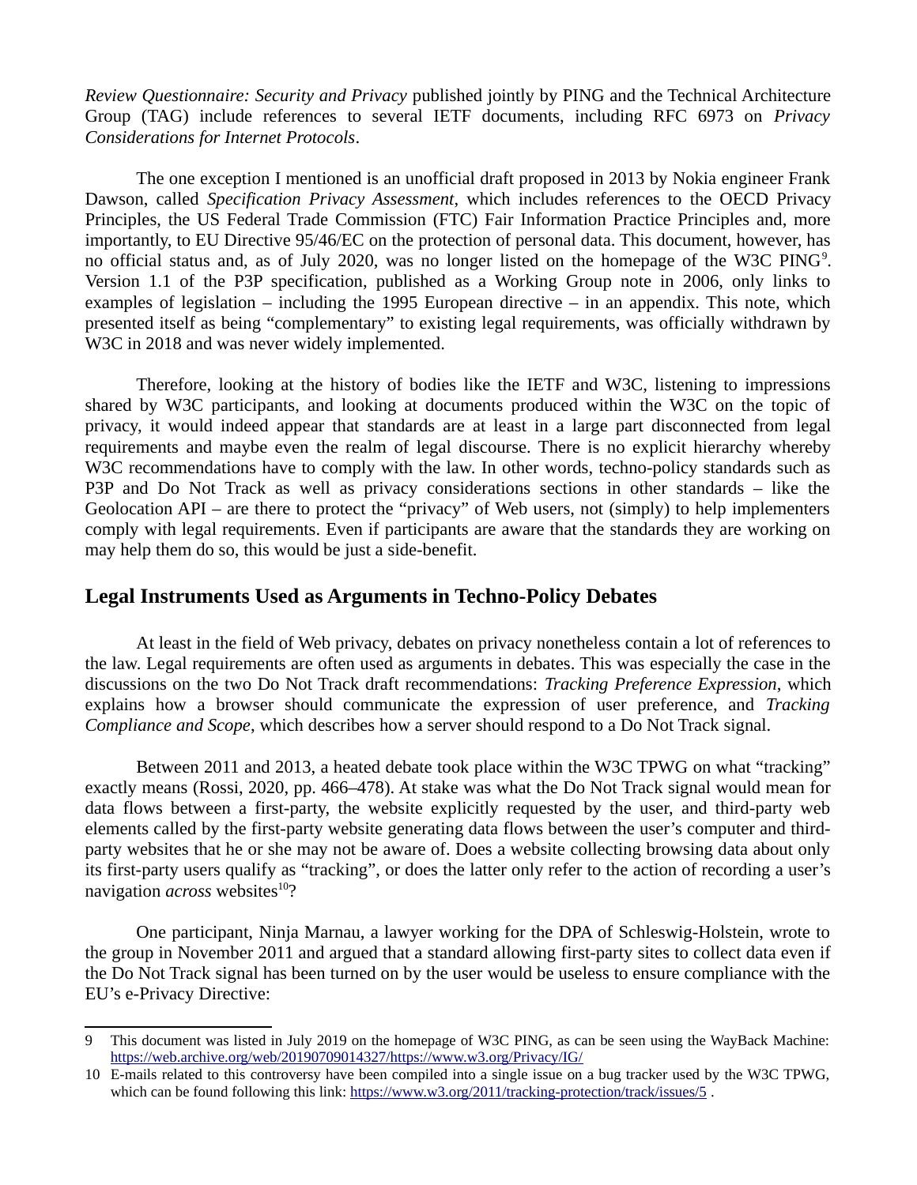*Review Questionnaire: Security and Privacy* published jointly by PING and the Technical Architecture Group (TAG) include references to several IETF documents, including RFC 6973 on *Privacy Considerations for Internet Protocols*.

The one exception I mentioned is an unofficial draft proposed in 2013 by Nokia engineer Frank Dawson, called *Specification Privacy Assessment*, which includes references to the OECD Privacy Principles, the US Federal Trade Commission (FTC) Fair Information Practice Principles and, more importantly, to EU Directive 95/46/EC on the protection of personal data. This document, however, has no official status and, as of July 2020, was no longer listed on the homepage of the W3C PING[9]. Version 1.1 of the P3P specification, published as a Working Group note in 2006, only links to examples of legislation – including the 1995 European directive – in an appendix. This note, which presented itself as being "complementary" to existing legal requirements, was officially withdrawn by W3C in 2018 and was never widely implemented.

Therefore, looking at the history of bodies like the IETF and W3C, listening to impressions shared by W3C participants, and looking at documents produced within the W3C on the topic of privacy, it would indeed appear that standards are at least in a large part disconnected from legal requirements and maybe even the realm of legal discourse. There is no explicit hierarchy whereby W3C recommendations have to comply with the law. In other words, techno-policy standards such as P3P and Do Not Track as well as privacy considerations sections in other standards – like the Geolocation API – are there to protect the "privacy" of Web users, not (simply) to help implementers comply with legal requirements. Even if participants are aware that the standards they are working on may help them do so, this would be just a side-benefit.

## Legal Instruments Used as Arguments in Techno-Policy Debates

At least in the field of Web privacy, debates on privacy nonetheless contain a lot of references to the law. Legal requirements are often used as arguments in debates. This was especially the case in the discussions on the two Do Not Track draft recommendations: *Tracking Preference Expression*, which explains how a browser should communicate the expression of user preference, and *Tracking Compliance and Scope*, which describes how a server should respond to a Do Not Track signal.

Between 2011 and 2013, a heated debate took place within the W3C TPWG on what "tracking" exactly means (Rossi, 2020, pp. 466–478). At stake was what the Do Not Track signal would mean for data flows between a first-party, the website explicitly requested by the user, and third-party web elements called by the first-party website generating data flows between the user's computer and third-party websites that he or she may not be aware of. Does a website collecting browsing data about only its first-party users qualify as "tracking", or does the latter only refer to the action of recording a user's navigation *across* websites[10]?

One participant, Ninja Marnau, a lawyer working for the DPA of Schleswig-Holstein, wrote to the group in November 2011 and argued that a standard allowing first-party sites to collect data even if the Do Not Track signal has been turned on by the user would be useless to ensure compliance with the EU's e-Privacy Directive:

---

9 This document was listed in July 2019 on the homepage of W3C PING, as can be seen using the WayBack Machine: https://web.archive.org/web/20190709014327/https://www.w3.org/Privacy/IG/

10 E-mails related to this controversy have been compiled into a single issue on a bug tracker used by the W3C TPWG, which can be found following this link: https://www.w3.org/2011/tracking-protection/track/issues/5 .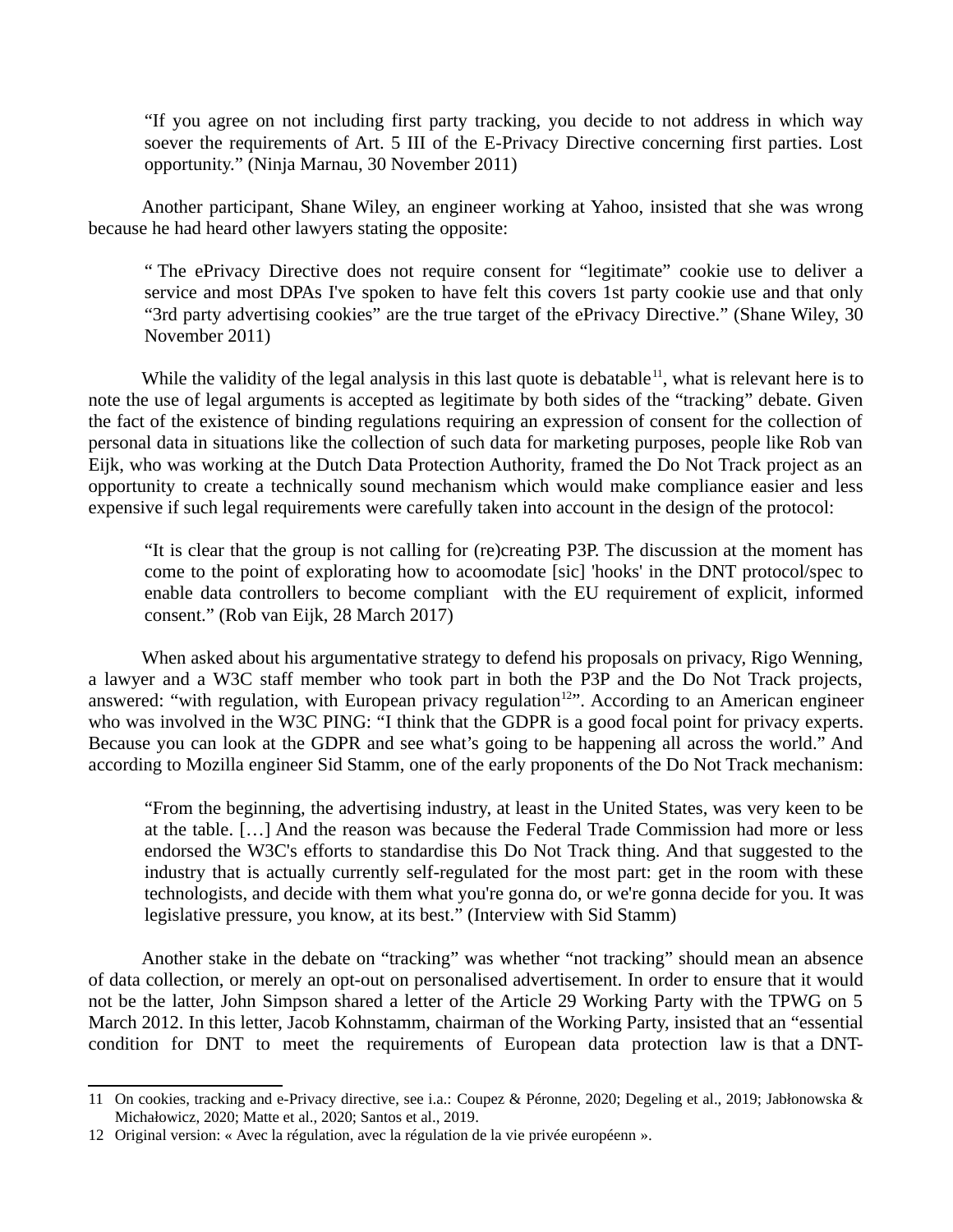> “If you agree on not including first party tracking, you decide to not address in which way soever the requirements of Art. 5 III of the E-Privacy Directive concerning first parties. Lost opportunity.” (Ninja Marnau, 30 November 2011)

Another participant, Shane Wiley, an engineer working at Yahoo, insisted that she was wrong because he had heard other lawyers stating the opposite:

> “ The ePrivacy Directive does not require consent for “legitimate” cookie use to deliver a service and most DPAs I've spoken to have felt this covers 1st party cookie use and that only “3rd party advertising cookies” are the true target of the ePrivacy Directive.” (Shane Wiley, 30 November 2011)

While the validity of the legal analysis in this last quote is debatable[11], what is relevant here is to note the use of legal arguments is accepted as legitimate by both sides of the “tracking” debate. Given the fact of the existence of binding regulations requiring an expression of consent for the collection of personal data in situations like the collection of such data for marketing purposes, people like Rob van Eijk, who was working at the Dutch Data Protection Authority, framed the Do Not Track project as an opportunity to create a technically sound mechanism which would make compliance easier and less expensive if such legal requirements were carefully taken into account in the design of the protocol:

> “It is clear that the group is not calling for (re)creating P3P. The discussion at the moment has come to the point of exploring how to acoomodate [sic] 'hooks' in the DNT protocol/spec to enable data controllers to become compliant with the EU requirement of explicit, informed consent.” (Rob van Eijk, 28 March 2017)

When asked about his argumentative strategy to defend his proposals on privacy, Rigo Wenning, a lawyer and a W3C staff member who took part in both the P3P and the Do Not Track projects, answered: “with regulation, with European privacy regulation[12]”. According to an American engineer who was involved in the W3C PING: “I think that the GDPR is a good focal point for privacy experts. Because you can look at the GDPR and see what’s going to be happening all across the world.” And according to Mozilla engineer Sid Stamm, one of the early proponents of the Do Not Track mechanism:

> “From the beginning, the advertising industry, at least in the United States, was very keen to be at the table. […] And the reason was because the Federal Trade Commission had more or less endorsed the W3C's efforts to standardise this Do Not Track thing. And that suggested to the industry that is actually currently self-regulated for the most part: get in the room with these technologists, and decide with them what you're gonna do, or we're gonna decide for you. It was legislative pressure, you know, at its best.” (Interview with Sid Stamm)

Another stake in the debate on “tracking” was whether “not tracking” should mean an absence of data collection, or merely an opt-out on personalised advertisement. In order to ensure that it would not be the latter, John Simpson shared a letter of the Article 29 Working Party with the TPWG on 5 March 2012. In this letter, Jacob Kohnstamm, chairman of the Working Party, insisted that an “essential condition for DNT to meet the requirements of European data protection law is that a DNT-

---

11 On cookies, tracking and e-Privacy directive, see i.a.: Coupez & Péronne, 2020; Degeling et al., 2019; Jabłonowska & Michałowicz, 2020; Matte et al., 2020; Santos et al., 2019.

12 Original version: « Avec la régulation, avec la régulation de la vie privée européenn ».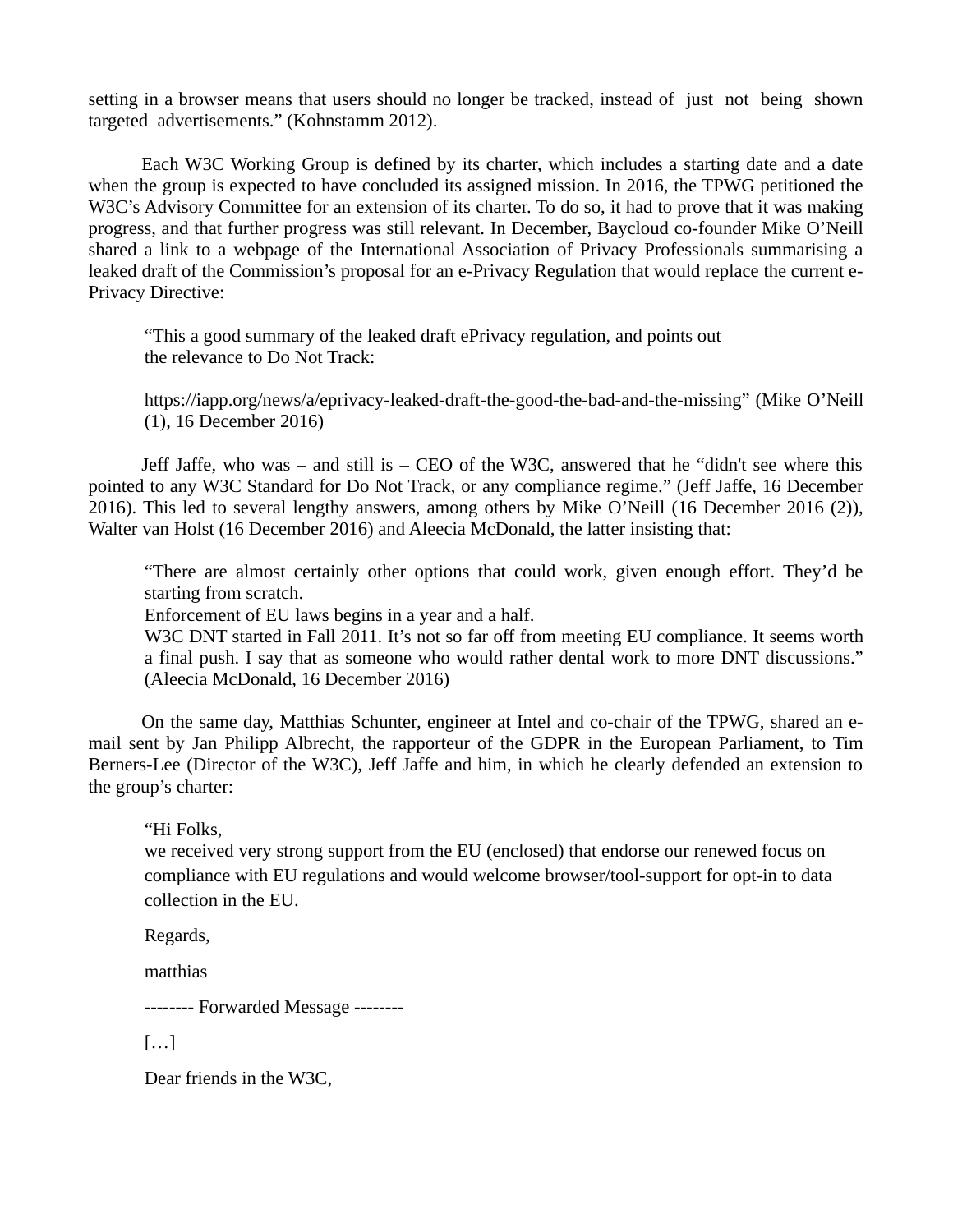setting in a browser means that users should no longer be tracked, instead of just not being shown targeted advertisements." (Kohnstamm 2012).

Each W3C Working Group is defined by its charter, which includes a starting date and a date when the group is expected to have concluded its assigned mission. In 2016, the TPWG petitioned the W3C's Advisory Committee for an extension of its charter. To do so, it had to prove that it was making progress, and that further progress was still relevant. In December, Baycloud co-founder Mike O'Neill shared a link to a webpage of the International Association of Privacy Professionals summarising a leaked draft of the Commission's proposal for an e-Privacy Regulation that would replace the current e-Privacy Directive:

> "This a good summary of the leaked draft ePrivacy regulation, and points out the relevance to Do Not Track:
>
> https://iapp.org/news/a/eprivacy-leaked-draft-the-good-the-bad-and-the-missing" (Mike O'Neill (1), 16 December 2016)

Jeff Jaffe, who was – and still is – CEO of the W3C, answered that he "didn't see where this pointed to any W3C Standard for Do Not Track, or any compliance regime." (Jeff Jaffe, 16 December 2016). This led to several lengthy answers, among others by Mike O'Neill (16 December 2016 (2)), Walter van Holst (16 December 2016) and Aleecia McDonald, the latter insisting that:

> "There are almost certainly other options that could work, given enough effort. They'd be starting from scratch.
> Enforcement of EU laws begins in a year and a half.
> W3C DNT started in Fall 2011. It's not so far off from meeting EU compliance. It seems worth a final push. I say that as someone who would rather dental work to more DNT discussions." (Aleecia McDonald, 16 December 2016)

On the same day, Matthias Schunter, engineer at Intel and co-chair of the TPWG, shared an e-mail sent by Jan Philipp Albrecht, the rapporteur of the GDPR in the European Parliament, to Tim Berners-Lee (Director of the W3C), Jeff Jaffe and him, in which he clearly defended an extension to the group's charter:

> "Hi Folks,
> we received very strong support from the EU (enclosed) that endorse our renewed focus on compliance with EU regulations and would welcome browser/tool-support for opt-in to data collection in the EU.
>
> Regards,
>
> matthias
>
> -------- Forwarded Message --------
>
> […]
>
> Dear friends in the W3C,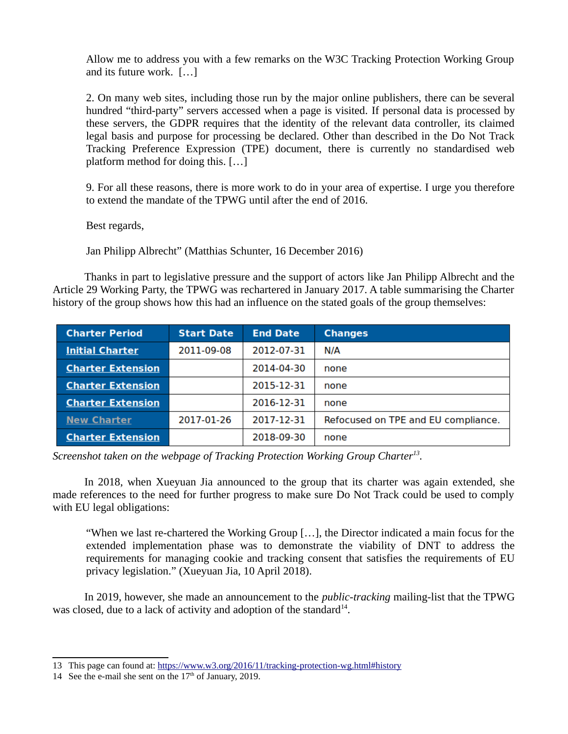> Allow me to address you with a few remarks on the W3C Tracking Protection Working Group and its future work. […]
>
> 2. On many web sites, including those run by the major online publishers, there can be several hundred "third-party" servers accessed when a page is visited. If personal data is processed by these servers, the GDPR requires that the identity of the relevant data controller, its claimed legal basis and purpose for processing be declared. Other than described in the Do Not Track Tracking Preference Expression (TPE) document, there is currently no standardised web platform method for doing this. […]
>
> 9. For all these reasons, there is more work to do in your area of expertise. I urge you therefore to extend the mandate of the TPWG until after the end of 2016.
>
> Best regards,
>
> Jan Philipp Albrecht" (Matthias Schunter, 16 December 2016)

Thanks in part to legislative pressure and the support of actors like Jan Philipp Albrecht and the Article 29 Working Party, the TPWG was rechartered in January 2017. A table summarising the Charter history of the group shows how this had an influence on the stated goals of the group themselves:

| Charter Period | Start Date | End Date | Changes |
|---|---|---|---|
| Initial Charter | 2011-09-08 | 2012-07-31 | N/A |
| Charter Extension | | 2014-04-30 | none |
| Charter Extension | | 2015-12-31 | none |
| Charter Extension | | 2016-12-31 | none |
| New Charter | 2017-01-26 | 2017-12-31 | Refocused on TPE and EU compliance. |
| Charter Extension | | 2018-09-30 | none |

*Screenshot taken on the webpage of Tracking Protection Working Group Charter*[13].

In 2018, when Xueyuan Jia announced to the group that its charter was again extended, she made references to the need for further progress to make sure Do Not Track could be used to comply with EU legal obligations:

> "When we last re-chartered the Working Group […], the Director indicated a main focus for the extended implementation phase was to demonstrate the viability of DNT to address the requirements for managing cookie and tracking consent that satisfies the requirements of EU privacy legislation." (Xueyuan Jia, 10 April 2018).

In 2019, however, she made an announcement to the *public-tracking* mailing-list that the TPWG was closed, due to a lack of activity and adoption of the standard[14].

---

13 This page can found at: https://www.w3.org/2016/11/tracking-protection-wg.html#history

14 See the e-mail she sent on the 17th of January, 2019.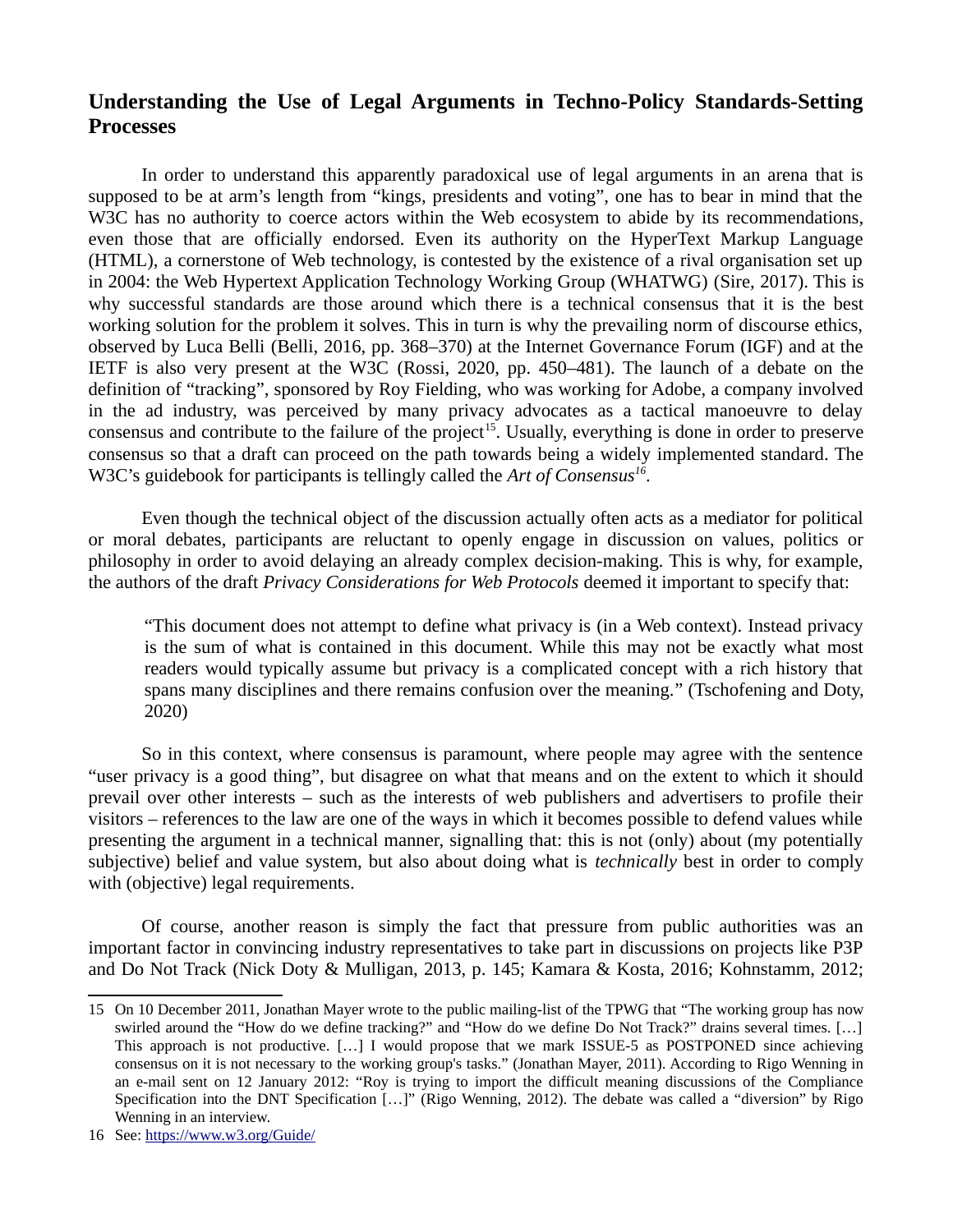## Understanding the Use of Legal Arguments in Techno-Policy Standards-Setting Processes

In order to understand this apparently paradoxical use of legal arguments in an arena that is supposed to be at arm's length from "kings, presidents and voting", one has to bear in mind that the W3C has no authority to coerce actors within the Web ecosystem to abide by its recommendations, even those that are officially endorsed. Even its authority on the HyperText Markup Language (HTML), a cornerstone of Web technology, is contested by the existence of a rival organisation set up in 2004: the Web Hypertext Application Technology Working Group (WHATWG) (Sire, 2017). This is why successful standards are those around which there is a technical consensus that it is the best working solution for the problem it solves. This in turn is why the prevailing norm of discourse ethics, observed by Luca Belli (Belli, 2016, pp. 368–370) at the Internet Governance Forum (IGF) and at the IETF is also very present at the W3C (Rossi, 2020, pp. 450–481). The launch of a debate on the definition of "tracking", sponsored by Roy Fielding, who was working for Adobe, a company involved in the ad industry, was perceived by many privacy advocates as a tactical manoeuvre to delay consensus and contribute to the failure of the project[15]. Usually, everything is done in order to preserve consensus so that a draft can proceed on the path towards being a widely implemented standard. The W3C's guidebook for participants is tellingly called the *Art of Consensus*[16].

Even though the technical object of the discussion actually often acts as a mediator for political or moral debates, participants are reluctant to openly engage in discussion on values, politics or philosophy in order to avoid delaying an already complex decision-making. This is why, for example, the authors of the draft *Privacy Considerations for Web Protocols* deemed it important to specify that:

> "This document does not attempt to define what privacy is (in a Web context). Instead privacy is the sum of what is contained in this document. While this may not be exactly what most readers would typically assume but privacy is a complicated concept with a rich history that spans many disciplines and there remains confusion over the meaning." (Tschofening and Doty, 2020)

So in this context, where consensus is paramount, where people may agree with the sentence "user privacy is a good thing", but disagree on what that means and on the extent to which it should prevail over other interests – such as the interests of web publishers and advertisers to profile their visitors – references to the law are one of the ways in which it becomes possible to defend values while presenting the argument in a technical manner, signalling that: this is not (only) about (my potentially subjective) belief and value system, but also about doing what is *technically* best in order to comply with (objective) legal requirements.

Of course, another reason is simply the fact that pressure from public authorities was an important factor in convincing industry representatives to take part in discussions on projects like P3P and Do Not Track (Nick Doty & Mulligan, 2013, p. 145; Kamara & Kosta, 2016; Kohnstamm, 2012;

---

15 On 10 December 2011, Jonathan Mayer wrote to the public mailing-list of the TPWG that "The working group has now swirled around the "How do we define tracking?" and "How do we define Do Not Track?" drains several times. […] This approach is not productive. […] I would propose that we mark ISSUE-5 as POSTPONED since achieving consensus on it is not necessary to the working group's tasks." (Jonathan Mayer, 2011). According to Rigo Wenning in an e-mail sent on 12 January 2012: "Roy is trying to import the difficult meaning discussions of the Compliance Specification into the DNT Specification […]" (Rigo Wenning, 2012). The debate was called a "diversion" by Rigo Wenning in an interview.

16 See: https://www.w3.org/Guide/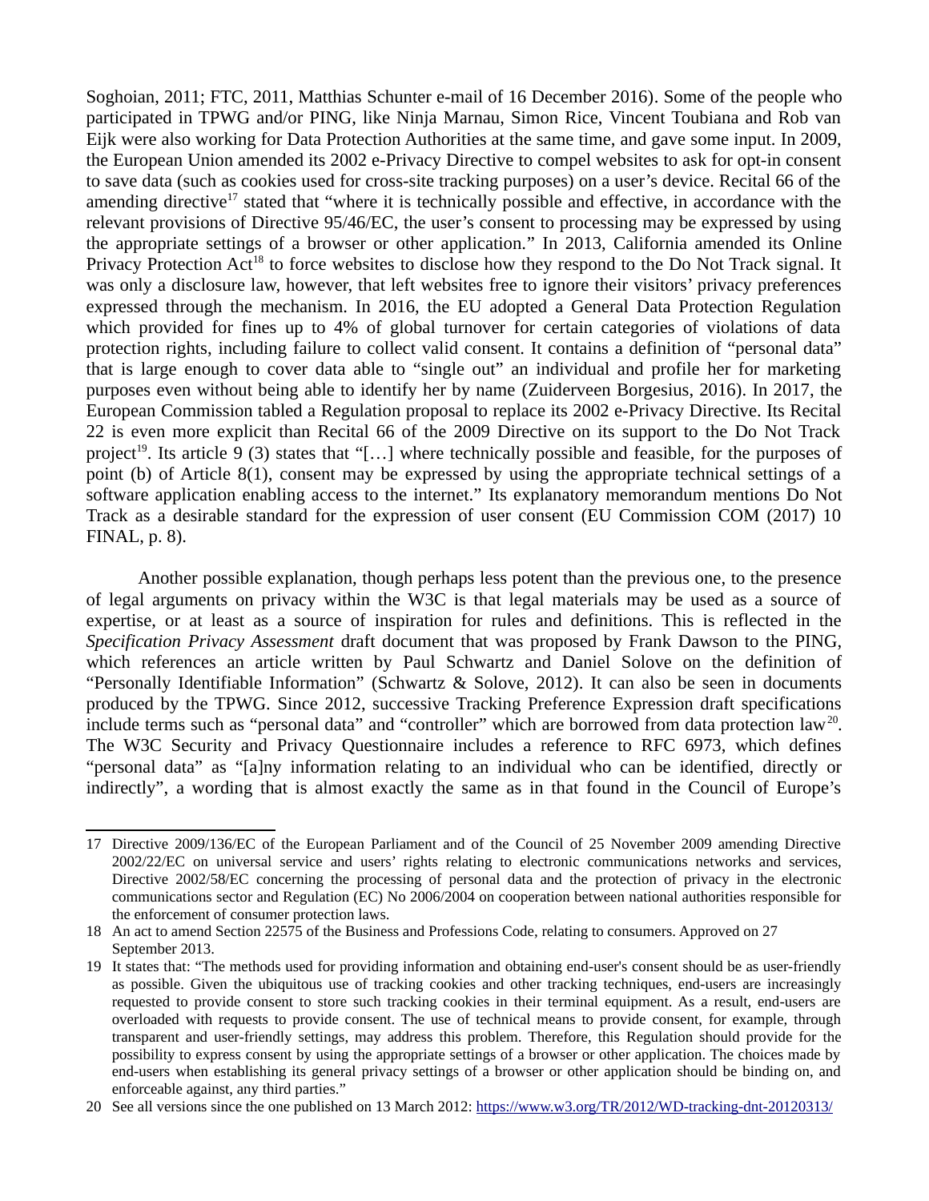Soghoian, 2011; FTC, 2011, Matthias Schunter e-mail of 16 December 2016). Some of the people who participated in TPWG and/or PING, like Ninja Marnau, Simon Rice, Vincent Toubiana and Rob van Eijk were also working for Data Protection Authorities at the same time, and gave some input. In 2009, the European Union amended its 2002 e-Privacy Directive to compel websites to ask for opt-in consent to save data (such as cookies used for cross-site tracking purposes) on a user's device. Recital 66 of the amending directive[17] stated that "where it is technically possible and effective, in accordance with the relevant provisions of Directive 95/46/EC, the user's consent to processing may be expressed by using the appropriate settings of a browser or other application." In 2013, California amended its Online Privacy Protection Act[18] to force websites to disclose how they respond to the Do Not Track signal. It was only a disclosure law, however, that left websites free to ignore their visitors' privacy preferences expressed through the mechanism. In 2016, the EU adopted a General Data Protection Regulation which provided for fines up to 4% of global turnover for certain categories of violations of data protection rights, including failure to collect valid consent. It contains a definition of "personal data" that is large enough to cover data able to "single out" an individual and profile her for marketing purposes even without being able to identify her by name (Zuiderveen Borgesius, 2016). In 2017, the European Commission tabled a Regulation proposal to replace its 2002 e-Privacy Directive. Its Recital 22 is even more explicit than Recital 66 of the 2009 Directive on its support to the Do Not Track project[19]. Its article 9 (3) states that "[…] where technically possible and feasible, for the purposes of point (b) of Article 8(1), consent may be expressed by using the appropriate technical settings of a software application enabling access to the internet." Its explanatory memorandum mentions Do Not Track as a desirable standard for the expression of user consent (EU Commission COM (2017) 10 FINAL, p. 8).

Another possible explanation, though perhaps less potent than the previous one, to the presence of legal arguments on privacy within the W3C is that legal materials may be used as a source of expertise, or at least as a source of inspiration for rules and definitions. This is reflected in the *Specification Privacy Assessment* draft document that was proposed by Frank Dawson to the PING, which references an article written by Paul Schwartz and Daniel Solove on the definition of "Personally Identifiable Information" (Schwartz & Solove, 2012). It can also be seen in documents produced by the TPWG. Since 2012, successive Tracking Preference Expression draft specifications include terms such as "personal data" and "controller" which are borrowed from data protection law[20]. The W3C Security and Privacy Questionnaire includes a reference to RFC 6973, which defines "personal data" as "[a]ny information relating to an individual who can be identified, directly or indirectly", a wording that is almost exactly the same as in that found in the Council of Europe's

---

17 Directive 2009/136/EC of the European Parliament and of the Council of 25 November 2009 amending Directive 2002/22/EC on universal service and users' rights relating to electronic communications networks and services, Directive 2002/58/EC concerning the processing of personal data and the protection of privacy in the electronic communications sector and Regulation (EC) No 2006/2004 on cooperation between national authorities responsible for the enforcement of consumer protection laws.

18 An act to amend Section 22575 of the Business and Professions Code, relating to consumers. Approved on 27 September 2013.

19 It states that: "The methods used for providing information and obtaining end-user's consent should be as user-friendly as possible. Given the ubiquitous use of tracking cookies and other tracking techniques, end-users are increasingly requested to provide consent to store such tracking cookies in their terminal equipment. As a result, end-users are overloaded with requests to provide consent. The use of technical means to provide consent, for example, through transparent and user-friendly settings, may address this problem. Therefore, this Regulation should provide for the possibility to express consent by using the appropriate settings of a browser or other application. The choices made by end-users when establishing its general privacy settings of a browser or other application should be binding on, and enforceable against, any third parties."

20 See all versions since the one published on 13 March 2012: https://www.w3.org/TR/2012/WD-tracking-dnt-20120313/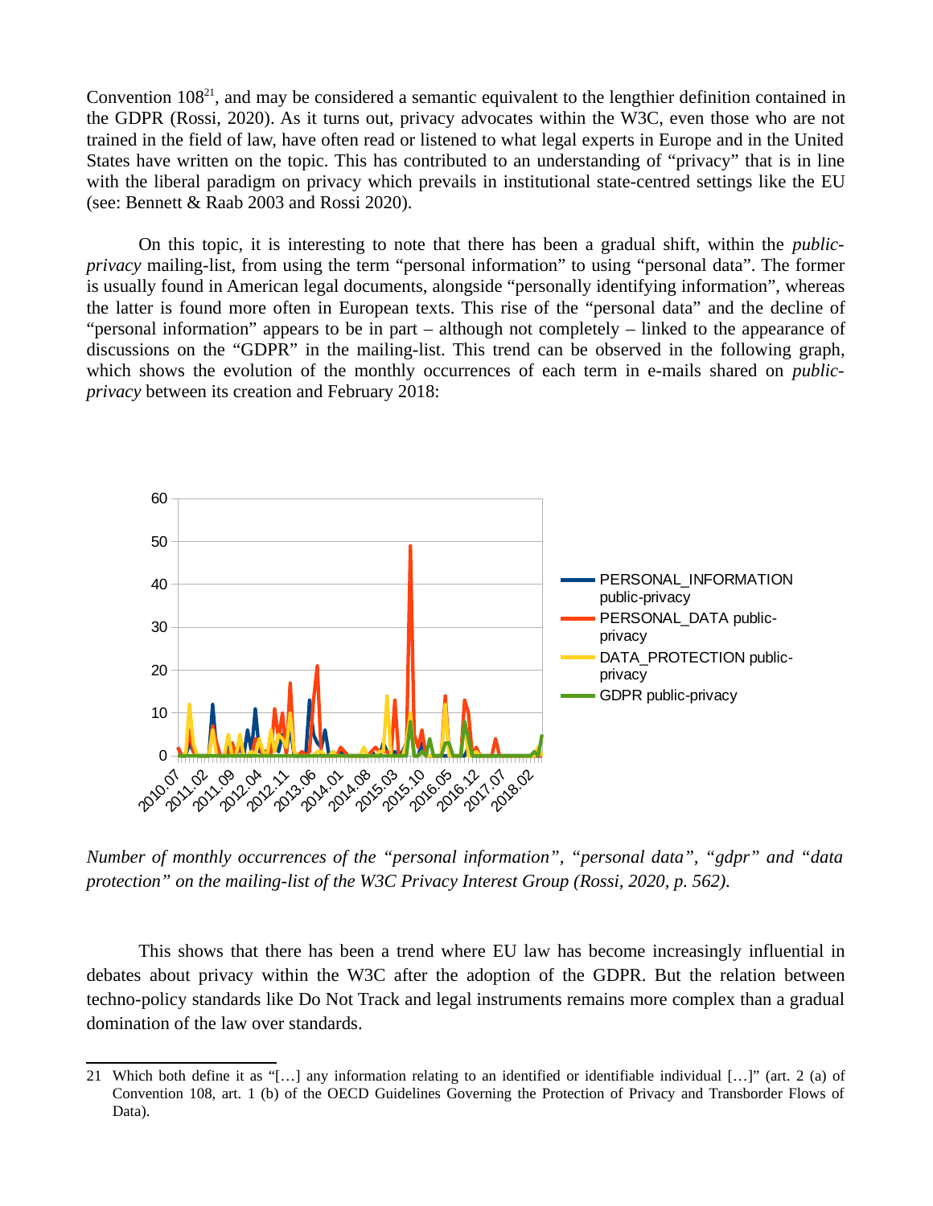Convention 108[21], and may be considered a semantic equivalent to the lengthier definition contained in the GDPR (Rossi, 2020). As it turns out, privacy advocates within the W3C, even those who are not trained in the field of law, have often read or listened to what legal experts in Europe and in the United States have written on the topic. This has contributed to an understanding of "privacy" that is in line with the liberal paradigm on privacy which prevails in institutional state-centred settings like the EU (see: Bennett & Raab 2003 and Rossi 2020).

On this topic, it is interesting to note that there has been a gradual shift, within the *public-privacy* mailing-list, from using the term "personal information" to using "personal data". The former is usually found in American legal documents, alongside "personally identifying information", whereas the latter is found more often in European texts. This rise of the "personal data" and the decline of "personal information" appears to be in part – although not completely – linked to the appearance of discussions on the "GDPR" in the mailing-list. This trend can be observed in the following graph, which shows the evolution of the monthly occurrences of each term in e-mails shared on *public-privacy* between its creation and February 2018:

*Number of monthly occurrences of the "personal information", "personal data", "gdpr" and "data protection" on the mailing-list of the W3C Privacy Interest Group (Rossi, 2020, p. 562).*

This shows that there has been a trend where EU law has become increasingly influential in debates about privacy within the W3C after the adoption of the GDPR. But the relation between techno-policy standards like Do Not Track and legal instruments remains more complex than a gradual domination of the law over standards.

---

21 Which both define it as "[…] any information relating to an identified or identifiable individual […]" (art. 2 (a) of Convention 108, art. 1 (b) of the OECD Guidelines Governing the Protection of Privacy and Transborder Flows of Data).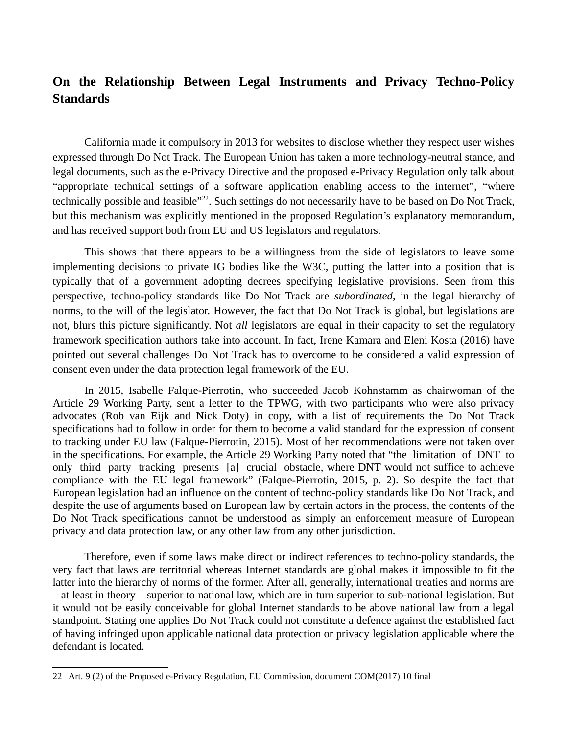## On the Relationship Between Legal Instruments and Privacy Techno-Policy Standards

California made it compulsory in 2013 for websites to disclose whether they respect user wishes expressed through Do Not Track. The European Union has taken a more technology-neutral stance, and legal documents, such as the e-Privacy Directive and the proposed e-Privacy Regulation only talk about "appropriate technical settings of a software application enabling access to the internet", "where technically possible and feasible"[22]. Such settings do not necessarily have to be based on Do Not Track, but this mechanism was explicitly mentioned in the proposed Regulation's explanatory memorandum, and has received support both from EU and US legislators and regulators.

This shows that there appears to be a willingness from the side of legislators to leave some implementing decisions to private IG bodies like the W3C, putting the latter into a position that is typically that of a government adopting decrees specifying legislative provisions. Seen from this perspective, techno-policy standards like Do Not Track are *subordinated*, in the legal hierarchy of norms, to the will of the legislator. However, the fact that Do Not Track is global, but legislations are not, blurs this picture significantly. Not *all* legislators are equal in their capacity to set the regulatory framework specification authors take into account. In fact, Irene Kamara and Eleni Kosta (2016) have pointed out several challenges Do Not Track has to overcome to be considered a valid expression of consent even under the data protection legal framework of the EU.

In 2015, Isabelle Falque-Pierrotin, who succeeded Jacob Kohnstamm as chairwoman of the Article 29 Working Party, sent a letter to the TPWG, with two participants who were also privacy advocates (Rob van Eijk and Nick Doty) in copy, with a list of requirements the Do Not Track specifications had to follow in order for them to become a valid standard for the expression of consent to tracking under EU law (Falque-Pierrotin, 2015). Most of her recommendations were not taken over in the specifications. For example, the Article 29 Working Party noted that "the limitation of DNT to only third party tracking presents [a] crucial obstacle, where DNT would not suffice to achieve compliance with the EU legal framework" (Falque-Pierrotin, 2015, p. 2). So despite the fact that European legislation had an influence on the content of techno-policy standards like Do Not Track, and despite the use of arguments based on European law by certain actors in the process, the contents of the Do Not Track specifications cannot be understood as simply an enforcement measure of European privacy and data protection law, or any other law from any other jurisdiction.

Therefore, even if some laws make direct or indirect references to techno-policy standards, the very fact that laws are territorial whereas Internet standards are global makes it impossible to fit the latter into the hierarchy of norms of the former. After all, generally, international treaties and norms are – at least in theory – superior to national law, which are in turn superior to sub-national legislation. But it would not be easily conceivable for global Internet standards to be above national law from a legal standpoint. Stating one applies Do Not Track could not constitute a defence against the established fact of having infringed upon applicable national data protection or privacy legislation applicable where the defendant is located.

---

22 Art. 9 (2) of the Proposed e-Privacy Regulation, EU Commission, document COM(2017) 10 final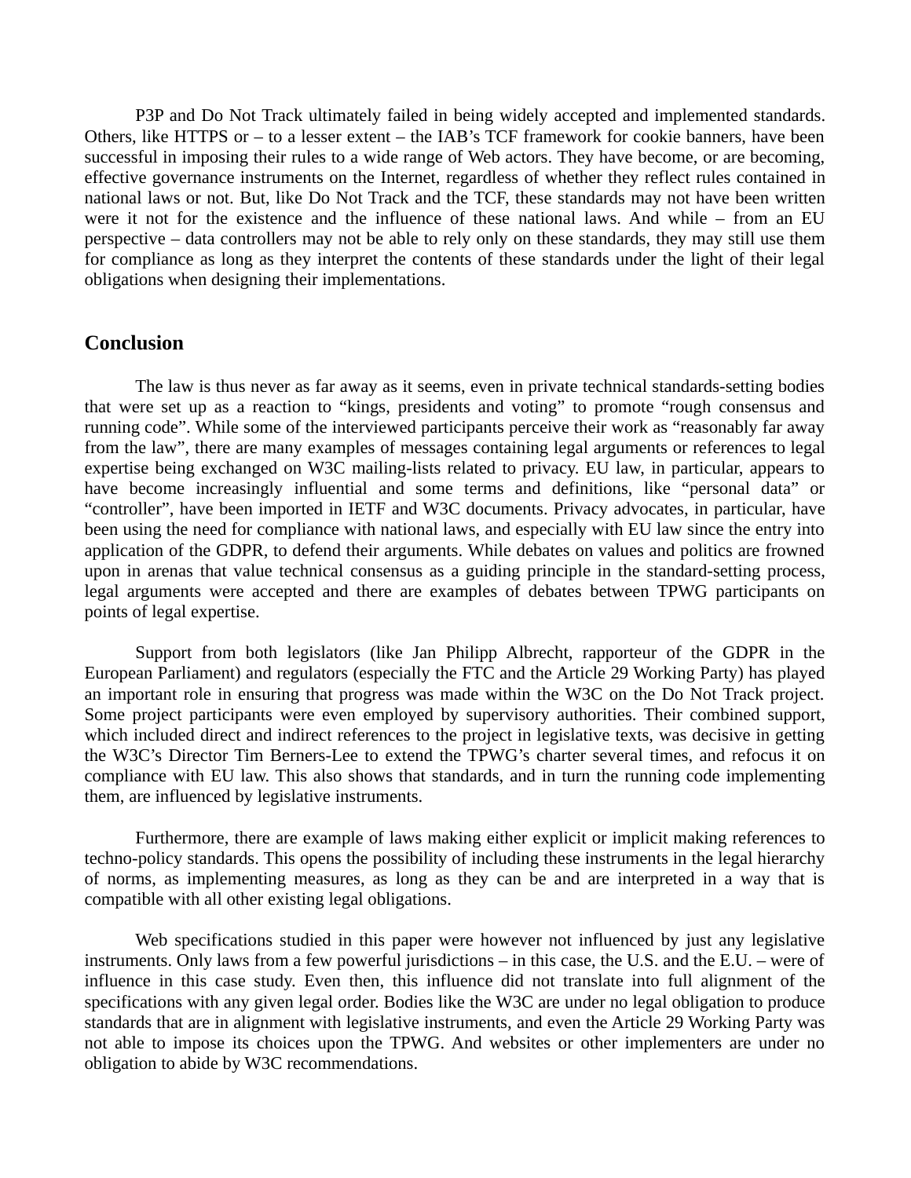P3P and Do Not Track ultimately failed in being widely accepted and implemented standards. Others, like HTTPS or – to a lesser extent – the IAB's TCF framework for cookie banners, have been successful in imposing their rules to a wide range of Web actors. They have become, or are becoming, effective governance instruments on the Internet, regardless of whether they reflect rules contained in national laws or not. But, like Do Not Track and the TCF, these standards may not have been written were it not for the existence and the influence of these national laws. And while – from an EU perspective – data controllers may not be able to rely only on these standards, they may still use them for compliance as long as they interpret the contents of these standards under the light of their legal obligations when designing their implementations.

## Conclusion

The law is thus never as far away as it seems, even in private technical standards-setting bodies that were set up as a reaction to "kings, presidents and voting" to promote "rough consensus and running code". While some of the interviewed participants perceive their work as "reasonably far away from the law", there are many examples of messages containing legal arguments or references to legal expertise being exchanged on W3C mailing-lists related to privacy. EU law, in particular, appears to have become increasingly influential and some terms and definitions, like "personal data" or "controller", have been imported in IETF and W3C documents. Privacy advocates, in particular, have been using the need for compliance with national laws, and especially with EU law since the entry into application of the GDPR, to defend their arguments. While debates on values and politics are frowned upon in arenas that value technical consensus as a guiding principle in the standard-setting process, legal arguments were accepted and there are examples of debates between TPWG participants on points of legal expertise.

Support from both legislators (like Jan Philipp Albrecht, rapporteur of the GDPR in the European Parliament) and regulators (especially the FTC and the Article 29 Working Party) has played an important role in ensuring that progress was made within the W3C on the Do Not Track project. Some project participants were even employed by supervisory authorities. Their combined support, which included direct and indirect references to the project in legislative texts, was decisive in getting the W3C's Director Tim Berners-Lee to extend the TPWG's charter several times, and refocus it on compliance with EU law. This also shows that standards, and in turn the running code implementing them, are influenced by legislative instruments.

Furthermore, there are example of laws making either explicit or implicit making references to techno-policy standards. This opens the possibility of including these instruments in the legal hierarchy of norms, as implementing measures, as long as they can be and are interpreted in a way that is compatible with all other existing legal obligations.

Web specifications studied in this paper were however not influenced by just any legislative instruments. Only laws from a few powerful jurisdictions – in this case, the U.S. and the E.U. – were of influence in this case study. Even then, this influence did not translate into full alignment of the specifications with any given legal order. Bodies like the W3C are under no legal obligation to produce standards that are in alignment with legislative instruments, and even the Article 29 Working Party was not able to impose its choices upon the TPWG. And websites or other implementers are under no obligation to abide by W3C recommendations.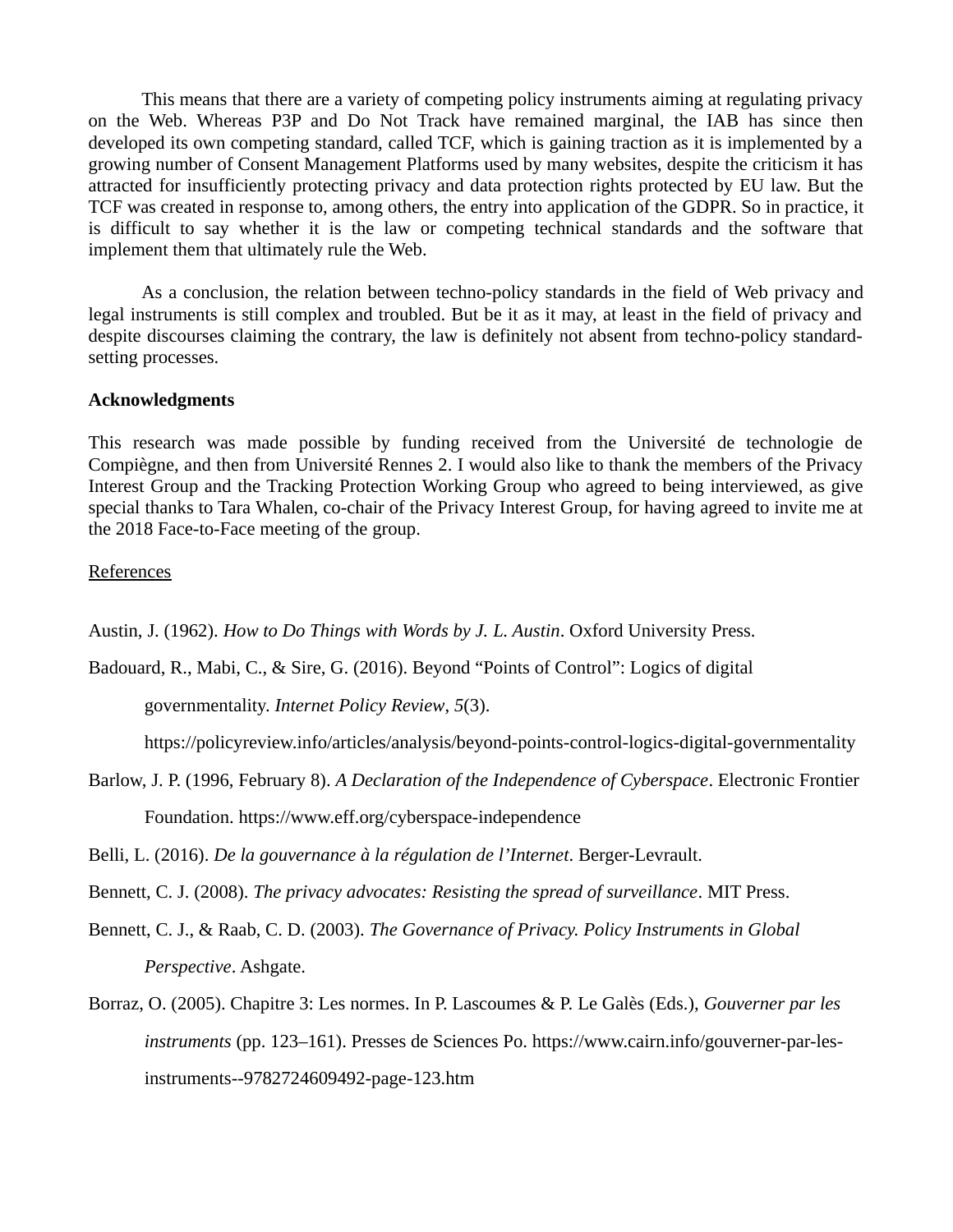This means that there are a variety of competing policy instruments aiming at regulating privacy on the Web. Whereas P3P and Do Not Track have remained marginal, the IAB has since then developed its own competing standard, called TCF, which is gaining traction as it is implemented by a growing number of Consent Management Platforms used by many websites, despite the criticism it has attracted for insufficiently protecting privacy and data protection rights protected by EU law. But the TCF was created in response to, among others, the entry into application of the GDPR. So in practice, it is difficult to say whether it is the law or competing technical standards and the software that implement them that ultimately rule the Web.

As a conclusion, the relation between techno-policy standards in the field of Web privacy and legal instruments is still complex and troubled. But be it as it may, at least in the field of privacy and despite discourses claiming the contrary, the law is definitely not absent from techno-policy standard-setting processes.

**Acknowledgments**

This research was made possible by funding received from the Université de technologie de Compiègne, and then from Université Rennes 2. I would also like to thank the members of the Privacy Interest Group and the Tracking Protection Working Group who agreed to being interviewed, as give special thanks to Tara Whalen, co-chair of the Privacy Interest Group, for having agreed to invite me at the 2018 Face-to-Face meeting of the group.

References

Austin, J. (1962). *How to Do Things with Words by J. L. Austin*. Oxford University Press.

Badouard, R., Mabi, C., & Sire, G. (2016). Beyond “Points of Control”: Logics of digital governmentality. *Internet Policy Review*, *5*(3). https://policyreview.info/articles/analysis/beyond-points-control-logics-digital-governmentality

Barlow, J. P. (1996, February 8). *A Declaration of the Independence of Cyberspace*. Electronic Frontier Foundation. https://www.eff.org/cyberspace-independence

Belli, L. (2016). *De la gouvernance à la régulation de l’Internet*. Berger-Levrault.

Bennett, C. J. (2008). *The privacy advocates: Resisting the spread of surveillance*. MIT Press.

Bennett, C. J., & Raab, C. D. (2003). *The Governance of Privacy. Policy Instruments in Global Perspective*. Ashgate.

Borraz, O. (2005). Chapitre 3: Les normes. In P. Lascoumes & P. Le Galès (Eds.), *Gouverner par les instruments* (pp. 123–161). Presses de Sciences Po. https://www.cairn.info/gouverner-par-les-instruments--9782724609492-page-123.htm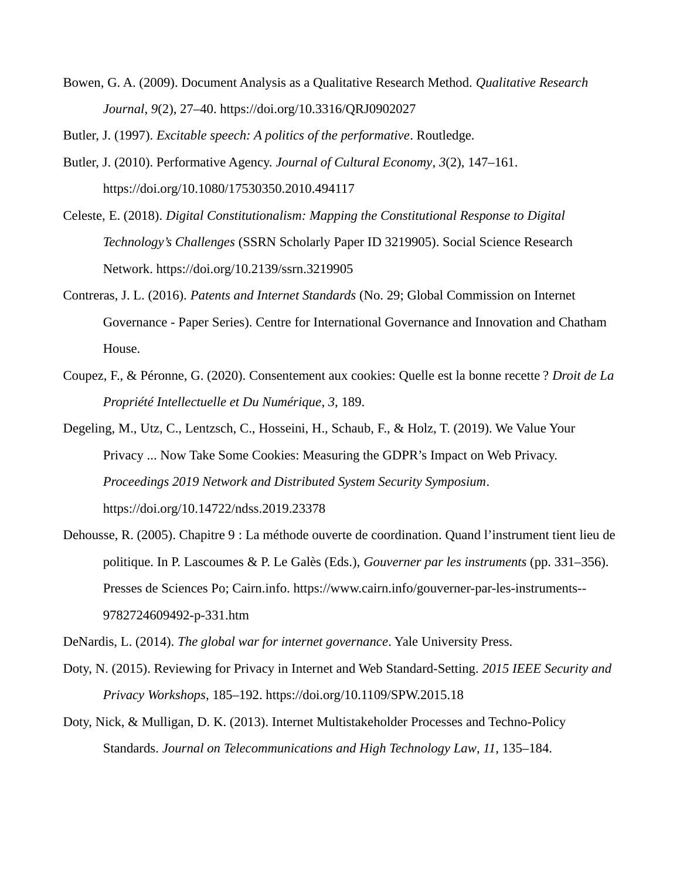Bowen, G. A. (2009). Document Analysis as a Qualitative Research Method. *Qualitative Research Journal*, *9*(2), 27–40. https://doi.org/10.3316/QRJ0902027

Butler, J. (1997). *Excitable speech: A politics of the performative*. Routledge.

Butler, J. (2010). Performative Agency. *Journal of Cultural Economy*, *3*(2), 147–161. https://doi.org/10.1080/17530350.2010.494117

Celeste, E. (2018). *Digital Constitutionalism: Mapping the Constitutional Response to Digital Technology's Challenges* (SSRN Scholarly Paper ID 3219905). Social Science Research Network. https://doi.org/10.2139/ssrn.3219905

Contreras, J. L. (2016). *Patents and Internet Standards* (No. 29; Global Commission on Internet Governance - Paper Series). Centre for International Governance and Innovation and Chatham House.

Coupez, F., & Péronne, G. (2020). Consentement aux cookies: Quelle est la bonne recette ? *Droit de La Propriété Intellectuelle et Du Numérique*, *3*, 189.

Degeling, M., Utz, C., Lentzsch, C., Hosseini, H., Schaub, F., & Holz, T. (2019). We Value Your Privacy ... Now Take Some Cookies: Measuring the GDPR's Impact on Web Privacy. *Proceedings 2019 Network and Distributed System Security Symposium*. https://doi.org/10.14722/ndss.2019.23378

Dehousse, R. (2005). Chapitre 9 : La méthode ouverte de coordination. Quand l'instrument tient lieu de politique. In P. Lascoumes & P. Le Galès (Eds.), *Gouverner par les instruments* (pp. 331–356). Presses de Sciences Po; Cairn.info. https://www.cairn.info/gouverner-par-les-instruments--9782724609492-p-331.htm

DeNardis, L. (2014). *The global war for internet governance*. Yale University Press.

Doty, N. (2015). Reviewing for Privacy in Internet and Web Standard-Setting. *2015 IEEE Security and Privacy Workshops*, 185–192. https://doi.org/10.1109/SPW.2015.18

Doty, Nick, & Mulligan, D. K. (2013). Internet Multistakeholder Processes and Techno-Policy Standards. *Journal on Telecommunications and High Technology Law*, *11*, 135–184.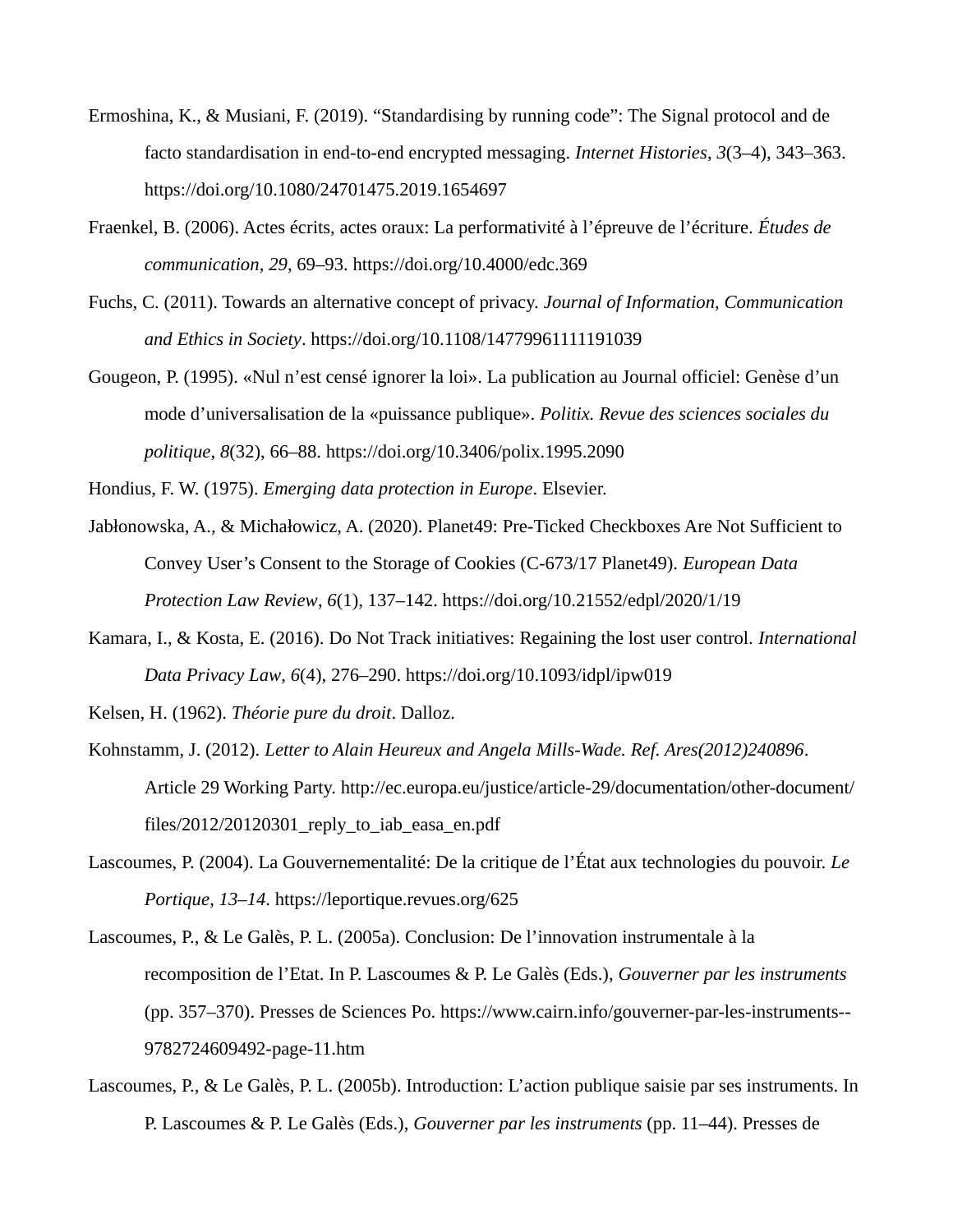Ermoshina, K., & Musiani, F. (2019). “Standardising by running code”: The Signal protocol and de facto standardisation in end-to-end encrypted messaging. *Internet Histories*, *3*(3–4), 343–363. https://doi.org/10.1080/24701475.2019.1654697

Fraenkel, B. (2006). Actes écrits, actes oraux: La performativité à l’épreuve de l’écriture. *Études de communication*, *29*, 69–93. https://doi.org/10.4000/edc.369

Fuchs, C. (2011). Towards an alternative concept of privacy. *Journal of Information, Communication and Ethics in Society*. https://doi.org/10.1108/14779961111191039

Gougeon, P. (1995). «Nul n’est censé ignorer la loi». La publication au Journal officiel: Genèse d’un mode d’universalisation de la «puissance publique». *Politix. Revue des sciences sociales du politique*, *8*(32), 66–88. https://doi.org/10.3406/polix.1995.2090

Hondius, F. W. (1975). *Emerging data protection in Europe*. Elsevier.

Jabłonowska, A., & Michałowicz, A. (2020). Planet49: Pre-Ticked Checkboxes Are Not Sufficient to Convey User’s Consent to the Storage of Cookies (C-673/17 Planet49). *European Data Protection Law Review*, *6*(1), 137–142. https://doi.org/10.21552/edpl/2020/1/19

Kamara, I., & Kosta, E. (2016). Do Not Track initiatives: Regaining the lost user control. *International Data Privacy Law*, *6*(4), 276–290. https://doi.org/10.1093/idpl/ipw019

Kelsen, H. (1962). *Théorie pure du droit*. Dalloz.

Kohnstamm, J. (2012). *Letter to Alain Heureux and Angela Mills-Wade. Ref. Ares(2012)240896*. Article 29 Working Party. http://ec.europa.eu/justice/article-29/documentation/other-document/files/2012/20120301_reply_to_iab_easa_en.pdf

Lascoumes, P. (2004). La Gouvernementalité: De la critique de l’État aux technologies du pouvoir. *Le Portique*, *13–14*. https://leportique.revues.org/625

Lascoumes, P., & Le Galès, P. L. (2005a). Conclusion: De l’innovation instrumentale à la recomposition de l’Etat. In P. Lascoumes & P. Le Galès (Eds.), *Gouverner par les instruments* (pp. 357–370). Presses de Sciences Po. https://www.cairn.info/gouverner-par-les-instruments--9782724609492-page-11.htm

Lascoumes, P., & Le Galès, P. L. (2005b). Introduction: L’action publique saisie par ses instruments. In P. Lascoumes & P. Le Galès (Eds.), *Gouverner par les instruments* (pp. 11–44). Presses de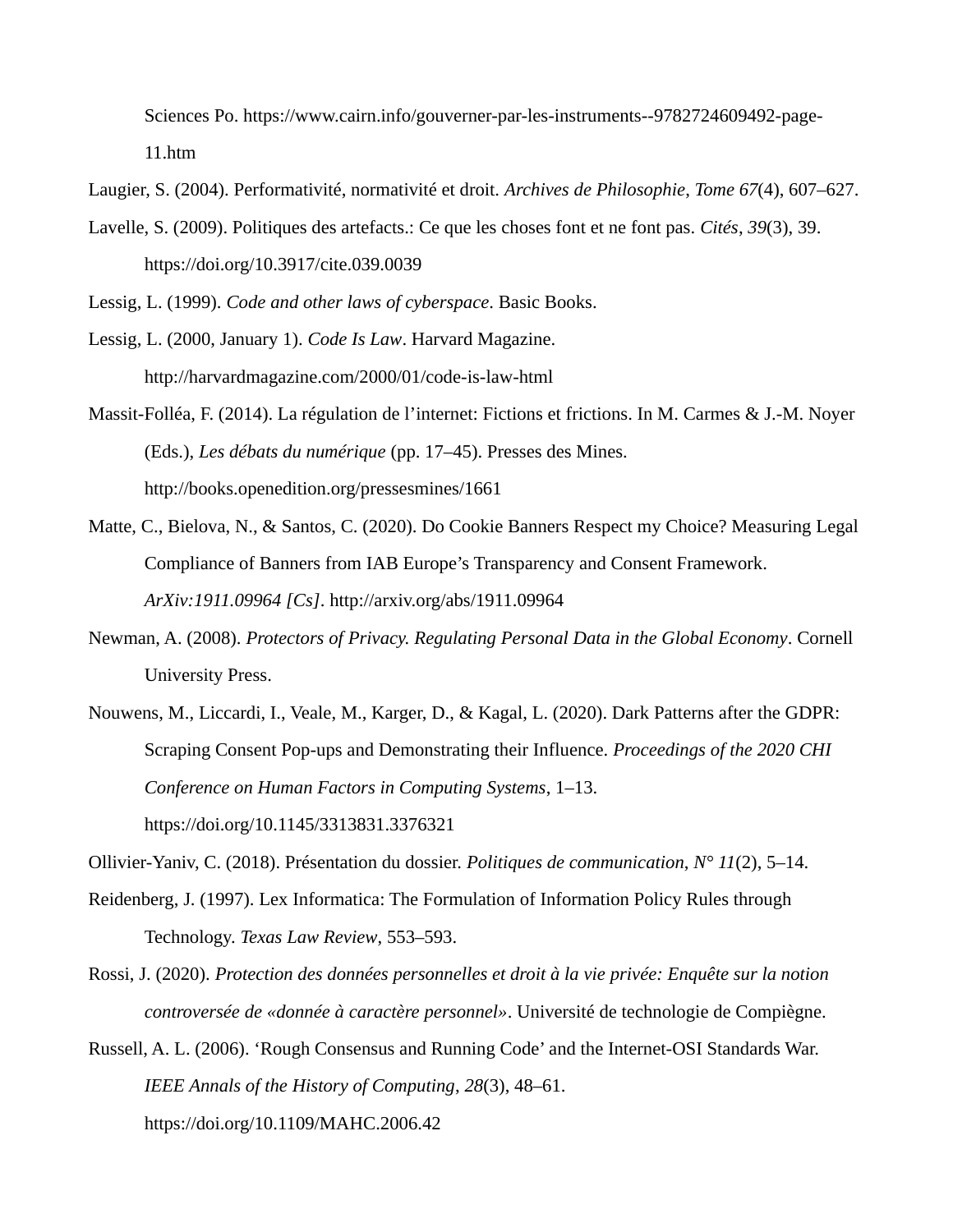Sciences Po. https://www.cairn.info/gouverner-par-les-instruments--9782724609492-page-11.htm

Laugier, S. (2004). Performativité, normativité et droit. *Archives de Philosophie*, *Tome 67*(4), 607–627.

Lavelle, S. (2009). Politiques des artefacts.: Ce que les choses font et ne font pas. *Cités*, *39*(3), 39. https://doi.org/10.3917/cite.039.0039

Lessig, L. (1999). *Code and other laws of cyberspace*. Basic Books.

Lessig, L. (2000, January 1). *Code Is Law*. Harvard Magazine. http://harvardmagazine.com/2000/01/code-is-law-html

Massit-Folléa, F. (2014). La régulation de l'internet: Fictions et frictions. In M. Carmes & J.-M. Noyer (Eds.), *Les débats du numérique* (pp. 17–45). Presses des Mines. http://books.openedition.org/pressesmines/1661

Matte, C., Bielova, N., & Santos, C. (2020). Do Cookie Banners Respect my Choice? Measuring Legal Compliance of Banners from IAB Europe's Transparency and Consent Framework. *ArXiv:1911.09964 [Cs]*. http://arxiv.org/abs/1911.09964

Newman, A. (2008). *Protectors of Privacy. Regulating Personal Data in the Global Economy*. Cornell University Press.

Nouwens, M., Liccardi, I., Veale, M., Karger, D., & Kagal, L. (2020). Dark Patterns after the GDPR: Scraping Consent Pop-ups and Demonstrating their Influence. *Proceedings of the 2020 CHI Conference on Human Factors in Computing Systems*, 1–13. https://doi.org/10.1145/3313831.3376321

Ollivier-Yaniv, C. (2018). Présentation du dossier. *Politiques de communication*, *N° 11*(2), 5–14.

Reidenberg, J. (1997). Lex Informatica: The Formulation of Information Policy Rules through Technology. *Texas Law Review*, 553–593.

Rossi, J. (2020). *Protection des données personnelles et droit à la vie privée: Enquête sur la notion controversée de «donnée à caractère personnel»*. Université de technologie de Compiègne.

Russell, A. L. (2006). 'Rough Consensus and Running Code' and the Internet-OSI Standards War. *IEEE Annals of the History of Computing*, *28*(3), 48–61. https://doi.org/10.1109/MAHC.2006.42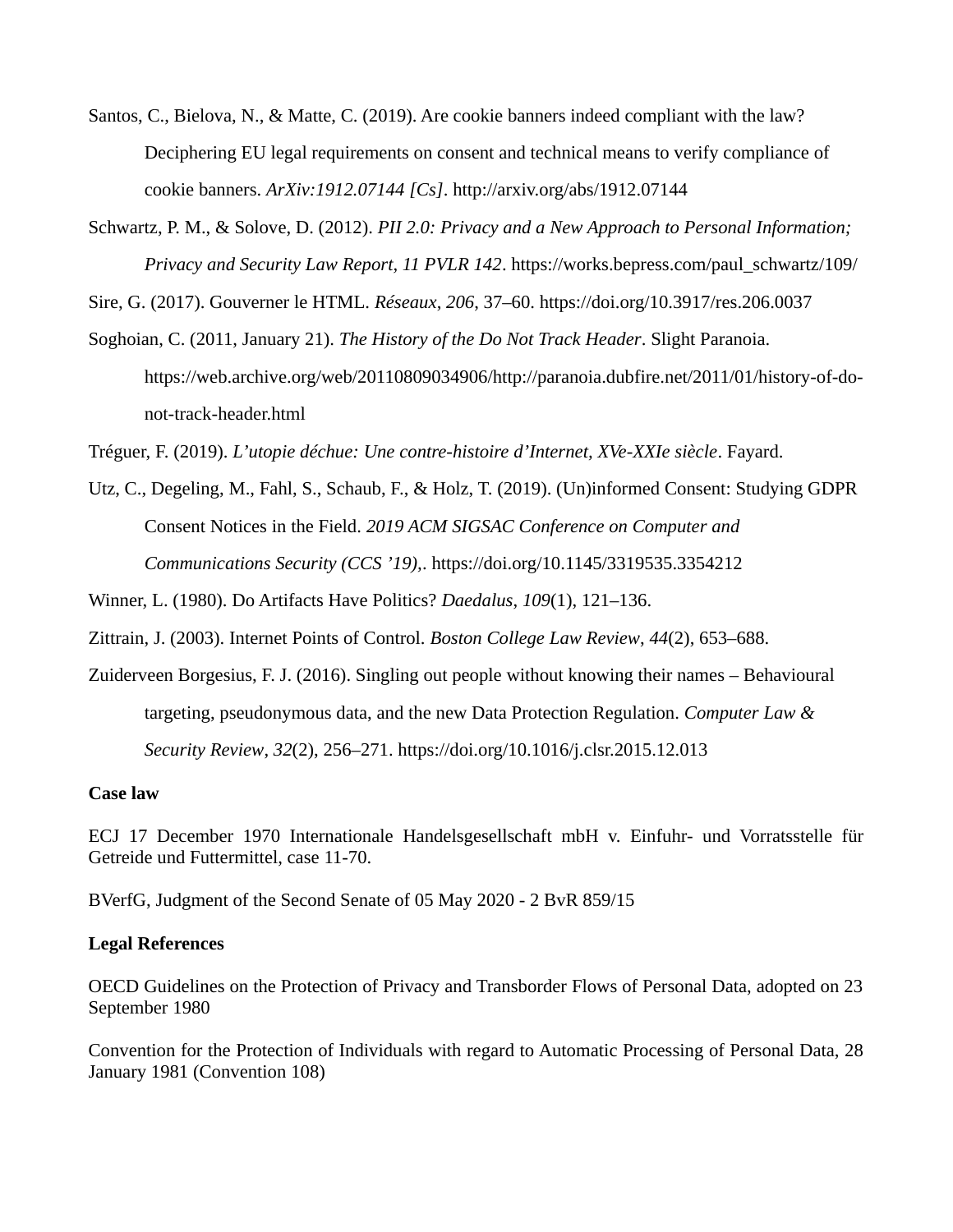Santos, C., Bielova, N., & Matte, C. (2019). Are cookie banners indeed compliant with the law? Deciphering EU legal requirements on consent and technical means to verify compliance of cookie banners. *ArXiv:1912.07144 [Cs]*. http://arxiv.org/abs/1912.07144

Schwartz, P. M., & Solove, D. (2012). *PII 2.0: Privacy and a New Approach to Personal Information; Privacy and Security Law Report, 11 PVLR 142*. https://works.bepress.com/paul_schwartz/109/

Sire, G. (2017). Gouverner le HTML. *Réseaux*, *206*, 37–60. https://doi.org/10.3917/res.206.0037

Soghoian, C. (2011, January 21). *The History of the Do Not Track Header*. Slight Paranoia. https://web.archive.org/web/20110809034906/http://paranoia.dubfire.net/2011/01/history-of-do-not-track-header.html

Tréguer, F. (2019). *L'utopie déchue: Une contre-histoire d'Internet, XVe-XXIe siècle*. Fayard.

Utz, C., Degeling, M., Fahl, S., Schaub, F., & Holz, T. (2019). (Un)informed Consent: Studying GDPR Consent Notices in the Field. *2019 ACM SIGSAC Conference on Computer and Communications Security (CCS '19),*. https://doi.org/10.1145/3319535.3354212

Winner, L. (1980). Do Artifacts Have Politics? *Daedalus*, *109*(1), 121–136.

Zittrain, J. (2003). Internet Points of Control. *Boston College Law Review*, *44*(2), 653–688.

Zuiderveen Borgesius, F. J. (2016). Singling out people without knowing their names – Behavioural targeting, pseudonymous data, and the new Data Protection Regulation. *Computer Law & Security Review*, *32*(2), 256–271. https://doi.org/10.1016/j.clsr.2015.12.013

**Case law**

ECJ 17 December 1970 Internationale Handelsgesellschaft mbH v. Einfuhr- und Vorratsstelle für Getreide und Futtermittel, case 11-70.

BVerfG, Judgment of the Second Senate of 05 May 2020 - 2 BvR 859/15

**Legal References**

OECD Guidelines on the Protection of Privacy and Transborder Flows of Personal Data, adopted on 23 September 1980

Convention for the Protection of Individuals with regard to Automatic Processing of Personal Data, 28 January 1981 (Convention 108)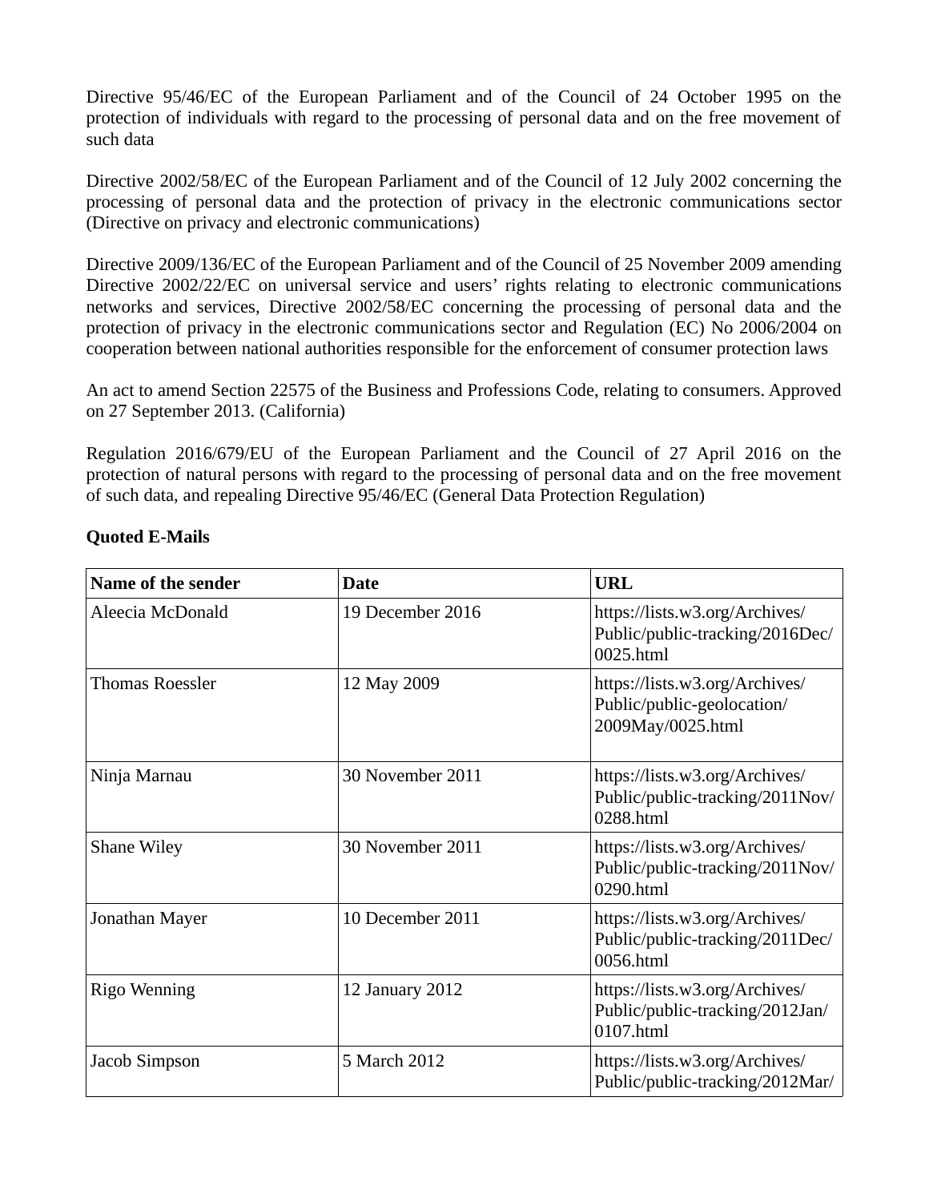Directive 95/46/EC of the European Parliament and of the Council of 24 October 1995 on the protection of individuals with regard to the processing of personal data and on the free movement of such data

Directive 2002/58/EC of the European Parliament and of the Council of 12 July 2002 concerning the processing of personal data and the protection of privacy in the electronic communications sector (Directive on privacy and electronic communications)

Directive 2009/136/EC of the European Parliament and of the Council of 25 November 2009 amending Directive 2002/22/EC on universal service and users' rights relating to electronic communications networks and services, Directive 2002/58/EC concerning the processing of personal data and the protection of privacy in the electronic communications sector and Regulation (EC) No 2006/2004 on cooperation between national authorities responsible for the enforcement of consumer protection laws

An act to amend Section 22575 of the Business and Professions Code, relating to consumers. Approved on 27 September 2013. (California)

Regulation 2016/679/EU of the European Parliament and the Council of 27 April 2016 on the protection of natural persons with regard to the processing of personal data and on the free movement of such data, and repealing Directive 95/46/EC (General Data Protection Regulation)

**Quoted E-Mails**

| Name of the sender | Date | URL |
|---|---|---|
| Aleecia McDonald | 19 December 2016 | https://lists.w3.org/Archives/Public/public-tracking/2016Dec/0025.html |
| Thomas Roessler | 12 May 2009 | https://lists.w3.org/Archives/Public/public-geolocation/2009May/0025.html |
| Ninja Marnau | 30 November 2011 | https://lists.w3.org/Archives/Public/public-tracking/2011Nov/0288.html |
| Shane Wiley | 30 November 2011 | https://lists.w3.org/Archives/Public/public-tracking/2011Nov/0290.html |
| Jonathan Mayer | 10 December 2011 | https://lists.w3.org/Archives/Public/public-tracking/2011Dec/0056.html |
| Rigo Wenning | 12 January 2012 | https://lists.w3.org/Archives/Public/public-tracking/2012Jan/0107.html |
| Jacob Simpson | 5 March 2012 | https://lists.w3.org/Archives/Public/public-tracking/2012Mar/ |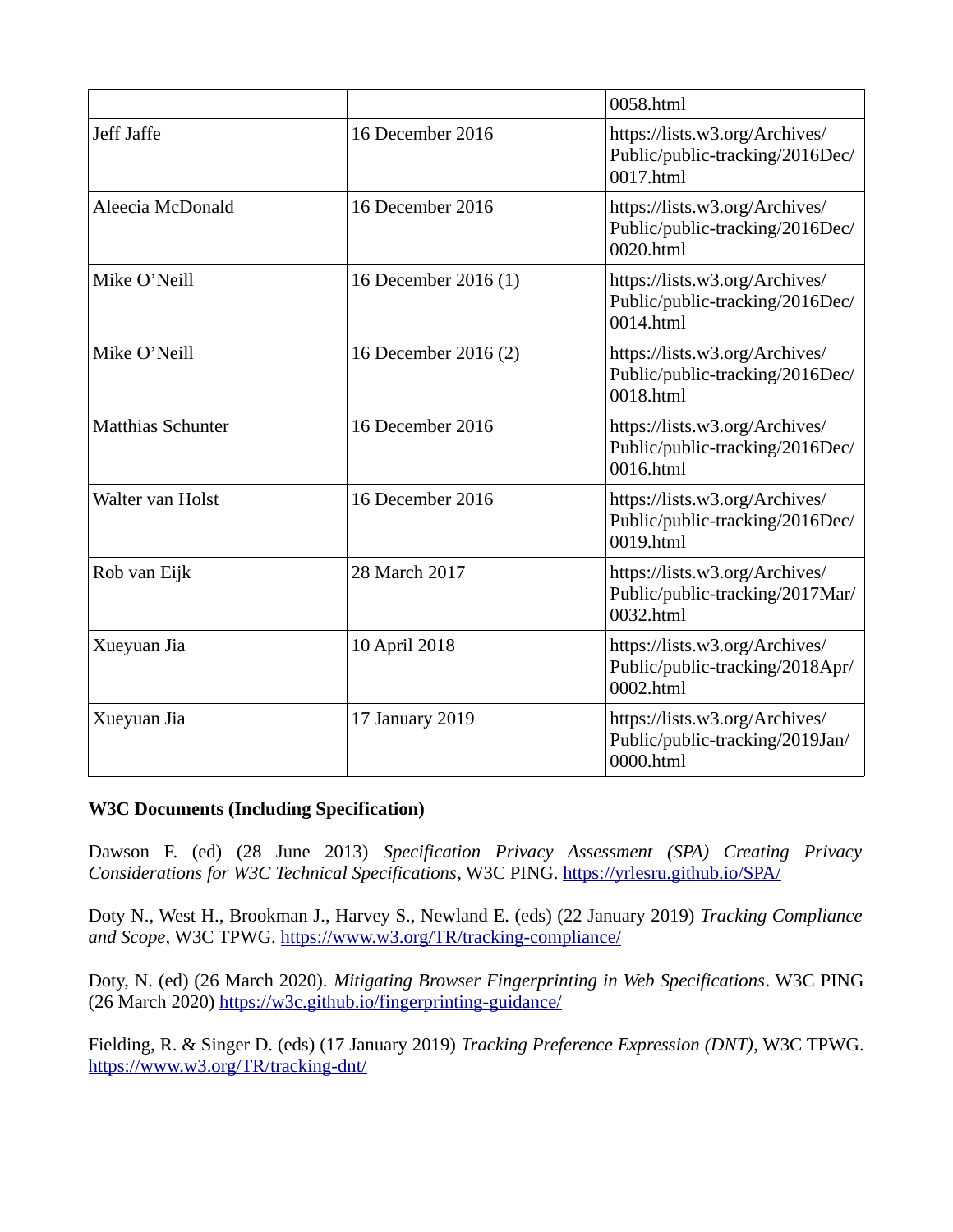| | | 0058.html |
|---|---|---|
| Jeff Jaffe | 16 December 2016 | https://lists.w3.org/Archives/Public/public-tracking/2016Dec/0017.html |
| Aleecia McDonald | 16 December 2016 | https://lists.w3.org/Archives/Public/public-tracking/2016Dec/0020.html |
| Mike O'Neill | 16 December 2016 (1) | https://lists.w3.org/Archives/Public/public-tracking/2016Dec/0014.html |
| Mike O'Neill | 16 December 2016 (2) | https://lists.w3.org/Archives/Public/public-tracking/2016Dec/0018.html |
| Matthias Schunter | 16 December 2016 | https://lists.w3.org/Archives/Public/public-tracking/2016Dec/0016.html |
| Walter van Holst | 16 December 2016 | https://lists.w3.org/Archives/Public/public-tracking/2016Dec/0019.html |
| Rob van Eijk | 28 March 2017 | https://lists.w3.org/Archives/Public/public-tracking/2017Mar/0032.html |
| Xueyuan Jia | 10 April 2018 | https://lists.w3.org/Archives/Public/public-tracking/2018Apr/0002.html |
| Xueyuan Jia | 17 January 2019 | https://lists.w3.org/Archives/Public/public-tracking/2019Jan/0000.html |

**W3C Documents (Including Specification)**

Dawson F. (ed) (28 June 2013) *Specification Privacy Assessment (SPA) Creating Privacy Considerations for W3C Technical Specifications*, W3C PING. https://yrlesru.github.io/SPA/

Doty N., West H., Brookman J., Harvey S., Newland E. (eds) (22 January 2019) *Tracking Compliance and Scope*, W3C TPWG. https://www.w3.org/TR/tracking-compliance/

Doty, N. (ed) (26 March 2020). *Mitigating Browser Fingerprinting in Web Specifications*. W3C PING (26 March 2020) https://w3c.github.io/fingerprinting-guidance/

Fielding, R. & Singer D. (eds) (17 January 2019) *Tracking Preference Expression (DNT)*, W3C TPWG. https://www.w3.org/TR/tracking-dnt/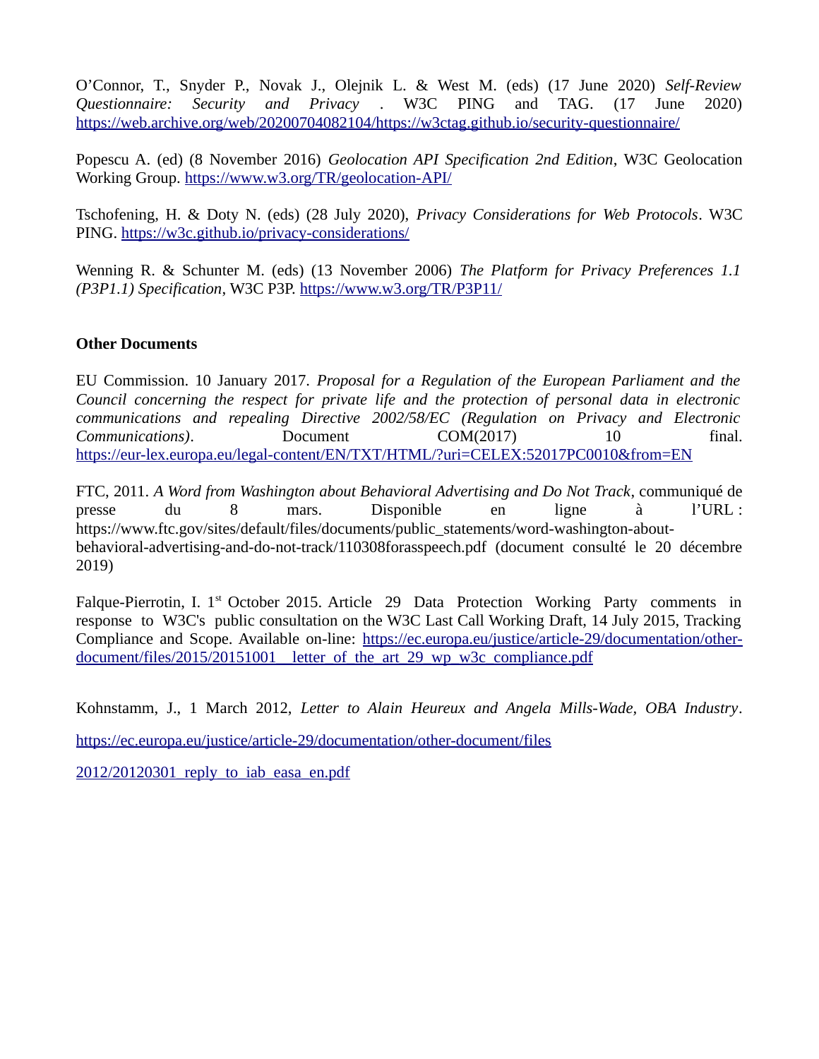O'Connor, T., Snyder P., Novak J., Olejnik L. & West M. (eds) (17 June 2020) *Self-Review Questionnaire: Security and Privacy* . W3C PING and TAG. (17 June 2020) https://web.archive.org/web/20200704082104/https://w3ctag.github.io/security-questionnaire/

Popescu A. (ed) (8 November 2016) *Geolocation API Specification 2nd Edition*, W3C Geolocation Working Group. https://www.w3.org/TR/geolocation-API/

Tschofening, H. & Doty N. (eds) (28 July 2020), *Privacy Considerations for Web Protocols*. W3C PING. https://w3c.github.io/privacy-considerations/

Wenning R. & Schunter M. (eds) (13 November 2006) *The Platform for Privacy Preferences 1.1 (P3P1.1) Specification*, W3C P3P. https://www.w3.org/TR/P3P11/

**Other Documents**

EU Commission. 10 January 2017. *Proposal for a Regulation of the European Parliament and the Council concerning the respect for private life and the protection of personal data in electronic communications and repealing Directive 2002/58/EC (Regulation on Privacy and Electronic Communications)*. Document COM(2017) 10 final. https://eur-lex.europa.eu/legal-content/EN/TXT/HTML/?uri=CELEX:52017PC0010&from=EN

FTC, 2011. *A Word from Washington about Behavioral Advertising and Do Not Track*, communiqué de presse du 8 mars. Disponible en ligne à l'URL : https://www.ftc.gov/sites/default/files/documents/public_statements/word-washington-about-behavioral-advertising-and-do-not-track/110308forasspeech.pdf (document consulté le 20 décembre 2019)

Falque-Pierrotin, I. 1st October 2015. Article 29 Data Protection Working Party comments in response to W3C's public consultation on the W3C Last Call Working Draft, 14 July 2015, Tracking Compliance and Scope. Available on-line: https://ec.europa.eu/justice/article-29/documentation/other-document/files/2015/20151001__letter_of_the_art_29_wp_w3c_compliance.pdf

Kohnstamm, J., 1 March 2012, *Letter to Alain Heureux and Angela Mills-Wade, OBA Industry*.

https://ec.europa.eu/justice/article-29/documentation/other-document/files

2012/20120301_reply_to_iab_easa_en.pdf